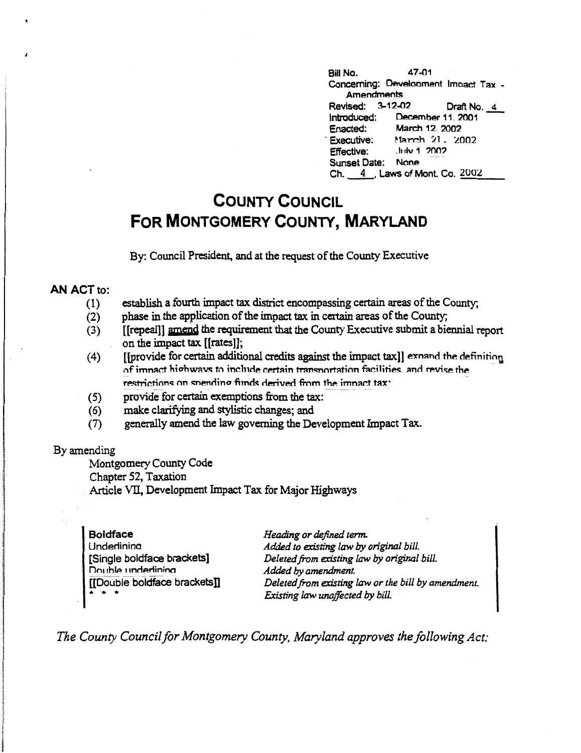Bill No. 47-01
Concerning: Development Impact Tax - Amendments
Revised: 3-12-02 Draft No. 4
Introduced: December 11, 2001
Enacted: March 12, 2002
Executive: March 21, 2002
Effective: July 1, 2002
Sunset Date: None
Ch. 4, Laws of Mont. Co. 2002

# COUNTY COUNCIL FOR MONTGOMERY COUNTY, MARYLAND

By: Council President, and at the request of the County Executive

**AN ACT** to:

(1) establish a fourth impact tax district encompassing certain areas of the County;
(2) phase in the application of the impact tax in certain areas of the County;
(3) [[repeal]] amend the requirement that the County Executive submit a biennial report on the impact tax [[rates]];
(4) [[provide for certain additional credits against the impact tax]] expand the definition of impact highways to include certain transportation facilities, and revise the restrictions on spending funds derived from the impact tax;
(5) provide for certain exemptions from the tax;
(6) make clarifying and stylistic changes; and
(7) generally amend the law governing the Development Impact Tax.

By amending
Montgomery County Code
Chapter 52, Taxation
Article VII, Development Impact Tax for Major Highways

| | |
|---|---|
| **Boldface** | *Heading or defined term.* |
| Underlining | *Added to existing law by original bill.* |
| [Single boldface brackets] | *Deleted from existing law by original bill.* |
| Double underlining | *Added by amendment.* |
| [[Double boldface brackets]] | *Deleted from existing law or the bill by amendment.* |
| * * * | *Existing law unaffected by bill.* |

*The County Council for Montgomery County, Maryland approves the following Act:*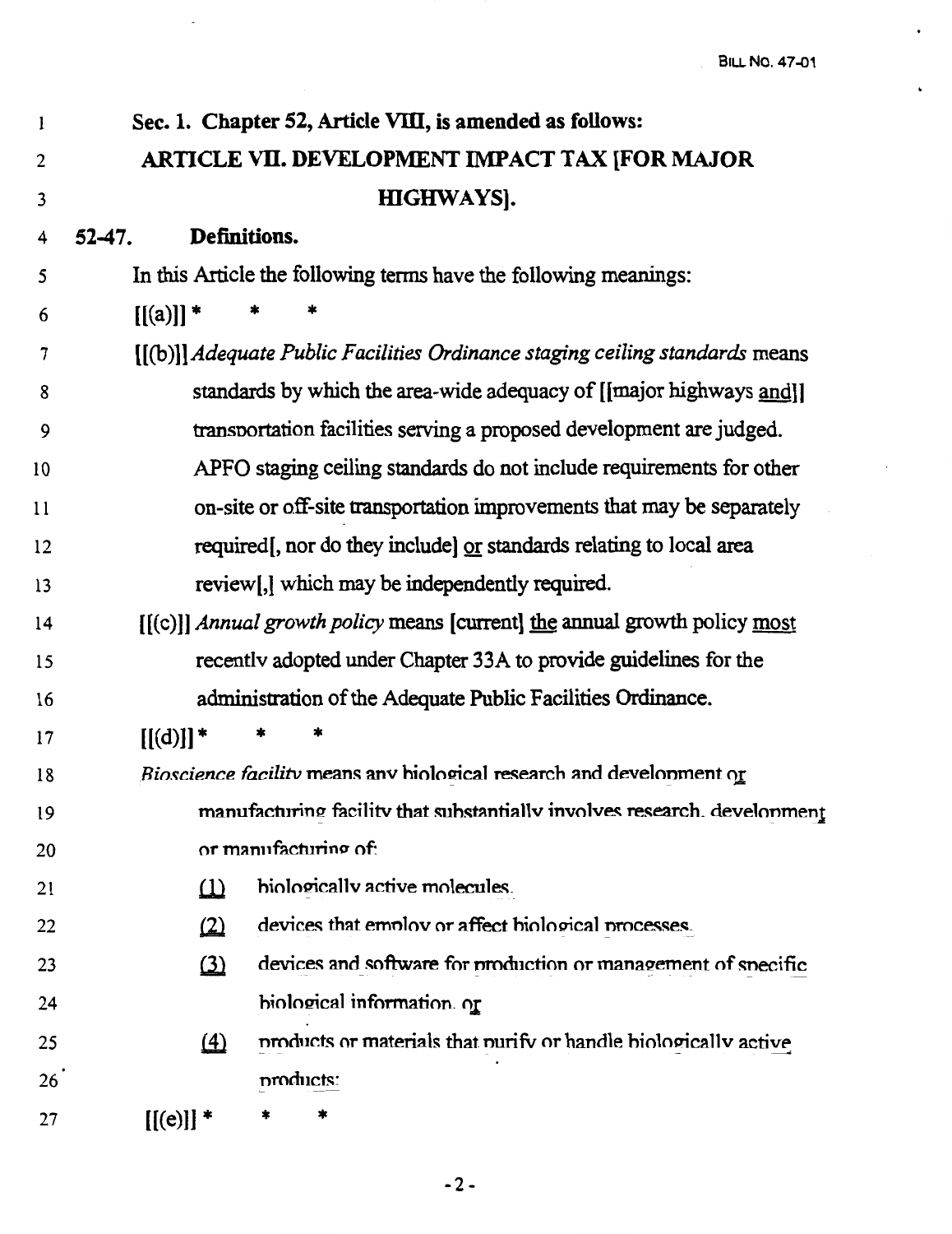**Sec. 1. Chapter 52, Article VIII, is amended as follows:**

**ARTICLE VII. DEVELOPMENT IMPACT TAX [FOR MAJOR HIGHWAYS].**

**52-47. Definitions.**

In this Article the following terms have the following meanings:

[[(a)]] * * *

[[(b)]] *Adequate Public Facilities Ordinance staging ceiling standards* means standards by which the area-wide adequacy of [[major highways and]] transportation facilities serving a proposed development are judged. APFO staging ceiling standards do not include requirements for other on-site or off-site transportation improvements that may be separately required[, nor do they include] or standards relating to local area review[,] which may be independently required.

[[(c)]] *Annual growth policy* means [current] the annual growth policy most recently adopted under Chapter 33A to provide guidelines for the administration of the Adequate Public Facilities Ordinance.

[[(d)]] * * *

*Bioscience facility* means any biological research and development or manufacturing facility that substantially involves research, development or manufacturing of:

(1) biologically active molecules,

(2) devices that employ or affect biological processes,

(3) devices and software for production or management of specific biological information, or

(4) products or materials that purify or handle biologically active products;

[[(e)]] * * *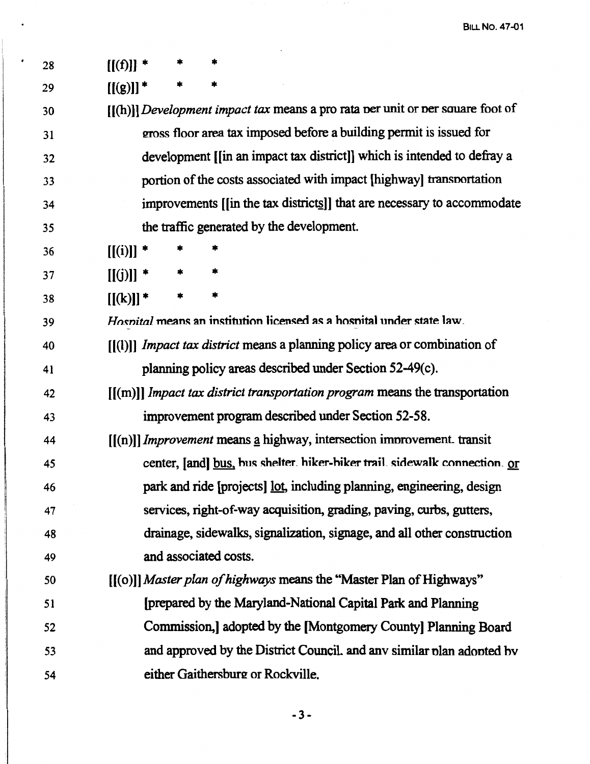28 [[(f)]] * * *

29 [[(g)]] * * *

30 [[(h)]] *Development impact tax* means a pro rata per unit or per square foot of

31 gross floor area tax imposed before a building permit is issued for

32 development [[in an impact tax district]] which is intended to defray a

33 portion of the costs associated with impact [highway] transportation

34 improvements [[in the tax districts]] that are necessary to accommodate

35 the traffic generated by the development.

36 [[(i)]] * * *

37 [[(j)]] * * *

38 [[(k)]] * * *

39 *Hospital* means an institution licensed as a hospital under state law.

40 [[(l)]] *Impact tax district* means a planning policy area or combination of

41 planning policy areas described under Section 52-49(c).

42 [[(m)]] *Impact tax district transportation program* means the transportation

43 improvement program described under Section 52-58.

44 [[(n)]] *Improvement* means a highway, intersection improvement, transit

45 center, [and] bus, bus shelter, hiker-biker trail, sidewalk connection, or

46 park and ride [projects] lot, including planning, engineering, design

47 services, right-of-way acquisition, grading, paving, curbs, gutters,

48 drainage, sidewalks, signalization, signage, and all other construction

49 and associated costs.

50 [[(o)]] *Master plan of highways* means the "Master Plan of Highways"

51 [prepared by the Maryland-National Capital Park and Planning

52 Commission,] adopted by the [Montgomery County] Planning Board

53 and approved by the District Council, and any similar plan adopted by

54 either Gaithersburg or Rockville.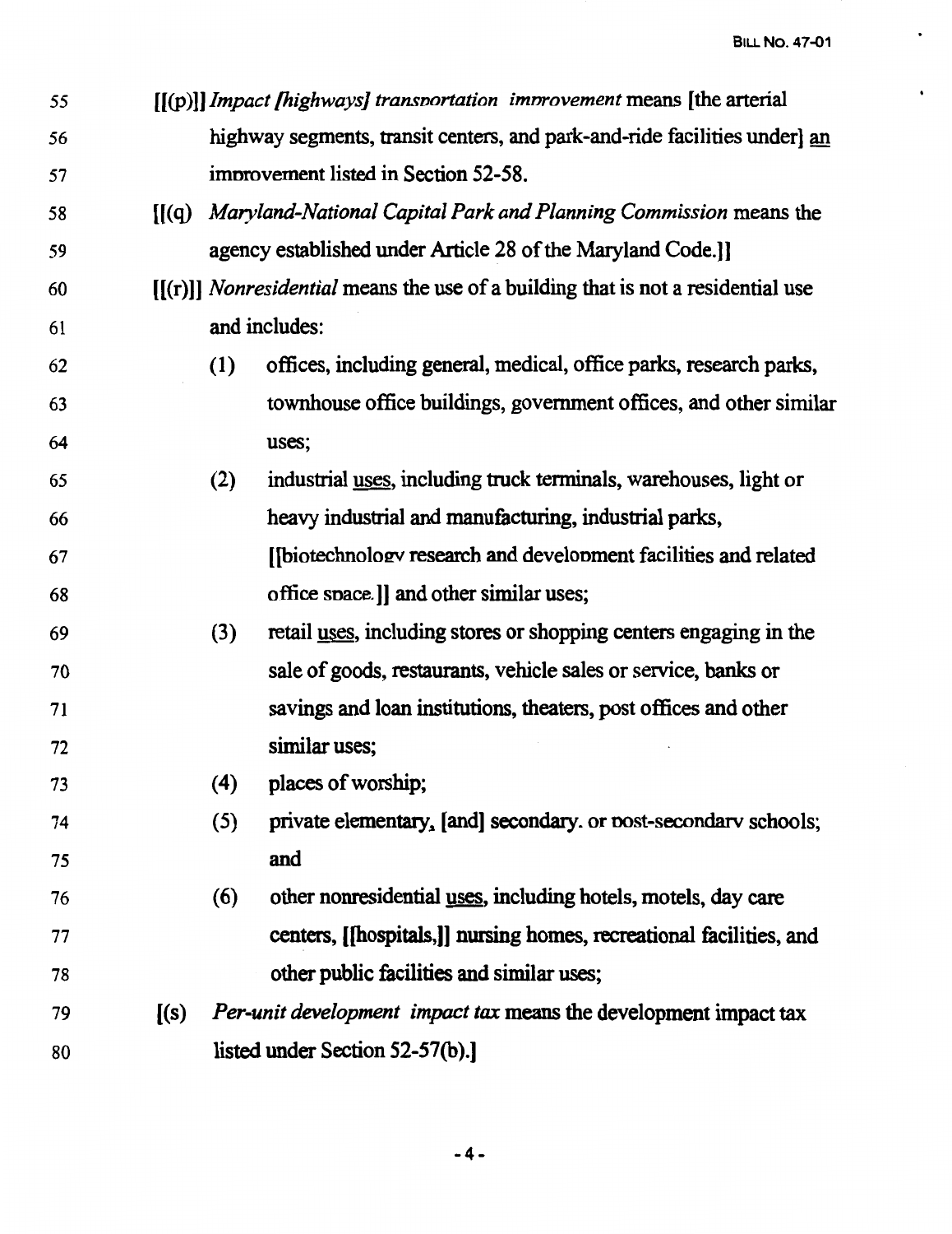55 [[(p)]] *Impact [highways] transportation improvement* means [the arterial
56 highway segments, transit centers, and park-and-ride facilities under] an
57 improvement listed in Section 52-58.

58 [[(q) *Maryland-National Capital Park and Planning Commission* means the
59 agency established under Article 28 of the Maryland Code.]]

60 [[(r)]] *Nonresidential* means the use of a building that is not a residential use
61 and includes:

62 (1) offices, including general, medical, office parks, research parks,
63 townhouse office buildings, government offices, and other similar
64 uses;

65 (2) industrial uses, including truck terminals, warehouses, light or
66 heavy industrial and manufacturing, industrial parks,
67 [[biotechnology research and development facilities and related
68 office space.]] and other similar uses;

69 (3) retail uses, including stores or shopping centers engaging in the
70 sale of goods, restaurants, vehicle sales or service, banks or
71 savings and loan institutions, theaters, post offices and other
72 similar uses;

73 (4) places of worship;

74 (5) private elementary, [and] secondary, or post-secondary schools;
75 and

76 (6) other nonresidential uses, including hotels, motels, day care
77 centers, [[hospitals,]] nursing homes, recreational facilities, and
78 other public facilities and similar uses;

79 [(s) *Per-unit development impact tax* means the development impact tax
80 listed under Section 52-57(b).]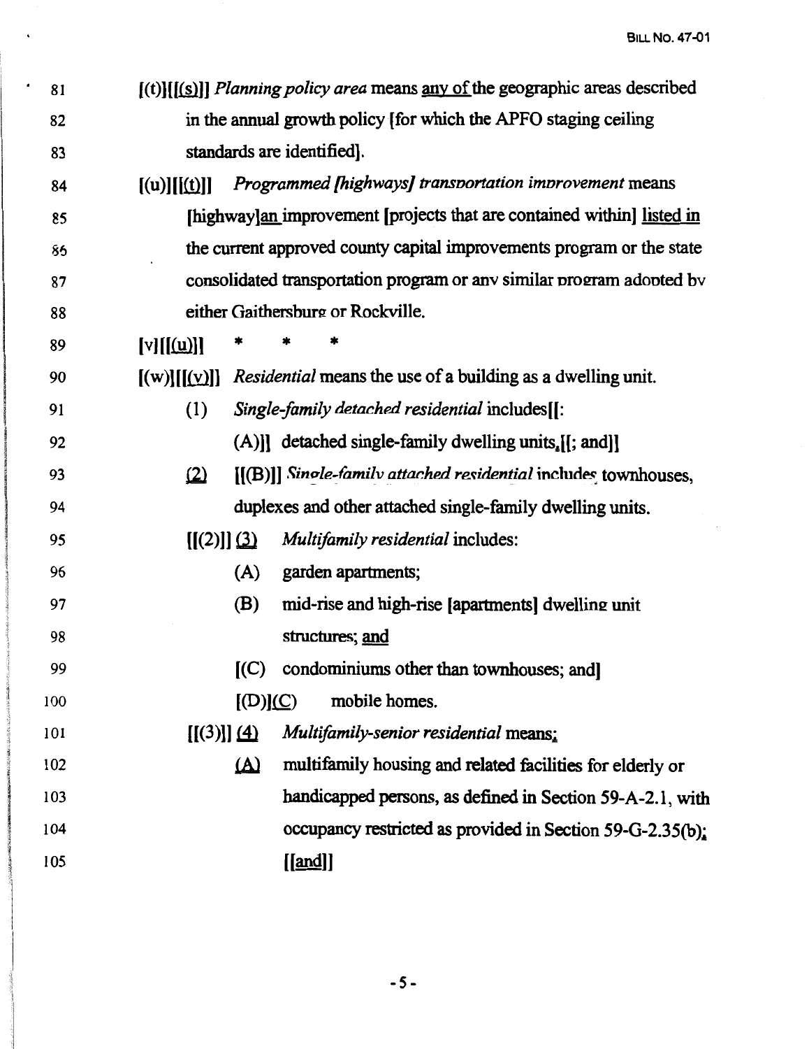81 [(t)][[(s)]] *Planning policy area* means <u>any of</u> the geographic areas described

82 in the annual growth policy [for which the APFO staging ceiling

83 standards are identified].

84 [(u)][[(t)]] *Programmed [highways] transportation improvement* means

85 [highway]<u>an</u> improvement [projects that are contained within] <u>listed in</u>

86 the current approved county capital improvements program or the state

87 consolidated transportation program or any similar program adopted by

88 either Gaithersburg or Rockville.

89 [v][[(u)]] * * *

90 [(w)][[(v)]] *Residential* means the use of a building as a dwelling unit.

91 (1) *Single-family detached residential* includes[[:

92 (A)]] detached single-family dwelling units<u>.</u>[[; and]]

93 <u>(2)</u> [[(B)]] *Single-family attached residential* includes townhouses,

94 duplexes and other attached single-family dwelling units.

95 [[(2)]] <u>(3)</u> *Multifamily residential* includes:

96 (A) garden apartments;

97 (B) mid-rise and high-rise [apartments] dwelling unit

98 structures; <u>and</u>

99 [(C) condominiums other than townhouses; and]

100 [(D)](<u>C</u>) mobile homes.

101 [[(3)]] <u>(4)</u> *Multifamily-senior residential* means<u>:</u>

102 <u>(A)</u> multifamily housing and related facilities for elderly or

103 handicapped persons, as defined in Section 59-A-2.1, with

104 occupancy restricted as provided in Section 59-G-2.35(b)<u>;</u>

105 [[<u>and</u>]]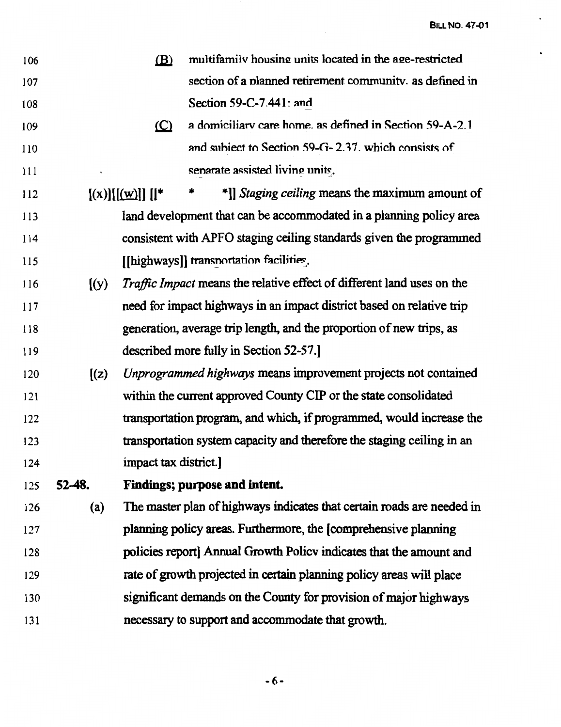106 (B) multifamily housing units located in the age-restricted
107 section of a planned retirement community, as defined in
108 Section 59-C-7.441; and

109 (C) a domiciliary care home, as defined in Section 59-A-2.1
110 and subject to Section 59-G-2.37, which consists of
111 separate assisted living units.

112 [(x)][[(w)]] [[* * *]] *Staging ceiling* means the maximum amount of
113 land development that can be accommodated in a planning policy area
114 consistent with APFO staging ceiling standards given the programmed
115 [[highways]] transportation facilities.

116 [(y) *Traffic Impact* means the relative effect of different land uses on the
117 need for impact highways in an impact district based on relative trip
118 generation, average trip length, and the proportion of new trips, as
119 described more fully in Section 52-57.]

120 [(z) *Unprogrammed highways* means improvement projects not contained
121 within the current approved County CIP or the state consolidated
122 transportation program, and which, if programmed, would increase the
123 transportation system capacity and therefore the staging ceiling in an
124 impact tax district.]

125 **52-48. Findings; purpose and intent.**

126 (a) The master plan of highways indicates that certain roads are needed in
127 planning policy areas. Furthermore, the [comprehensive planning
128 policies report] Annual Growth Policy indicates that the amount and
129 rate of growth projected in certain planning policy areas will place
130 significant demands on the County for provision of major highways
131 necessary to support and accommodate that growth.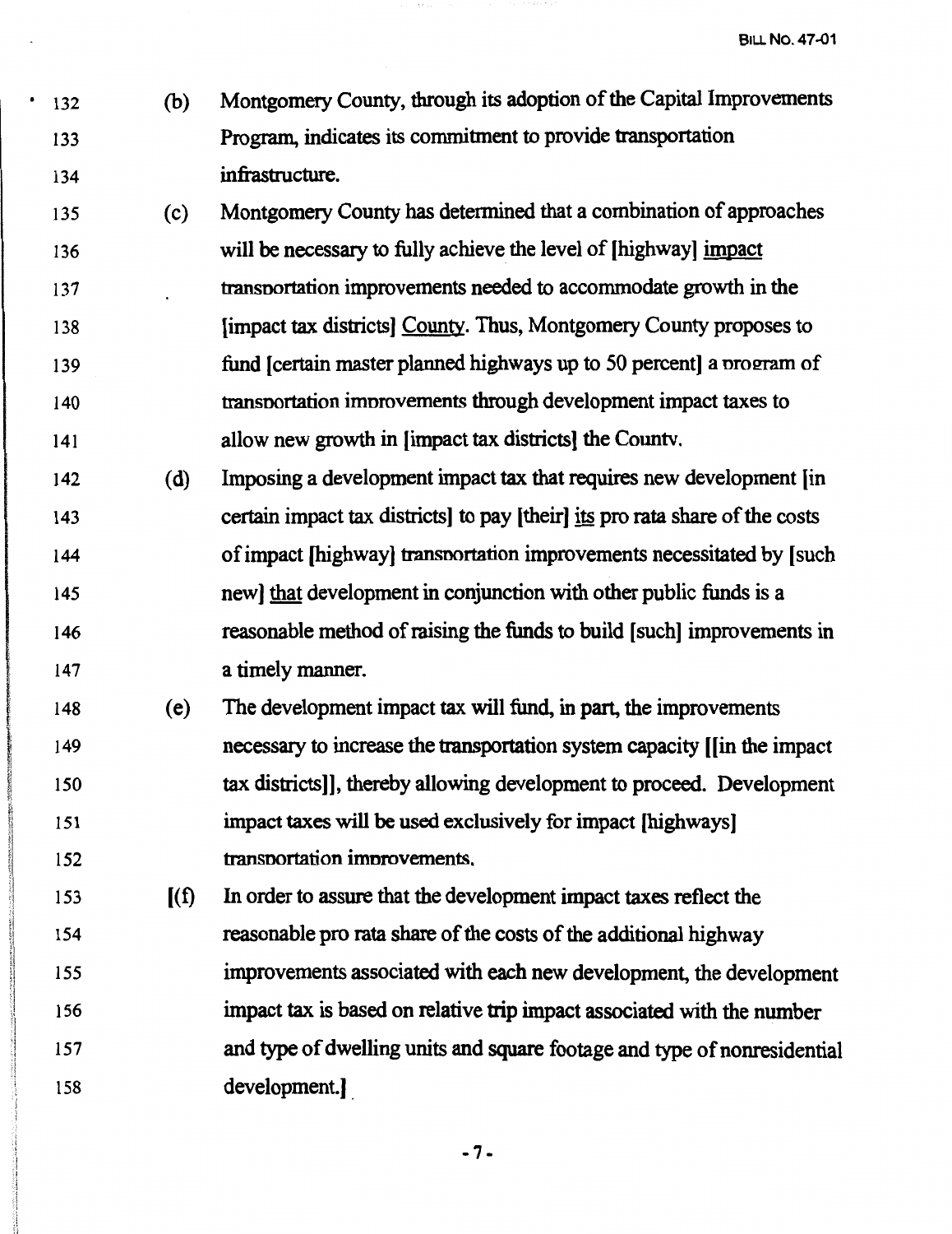132 (b) Montgomery County, through its adoption of the Capital Improvements
133 Program, indicates its commitment to provide transportation
134 infrastructure.

135 (c) Montgomery County has determined that a combination of approaches
136 will be necessary to fully achieve the level of [highway] <u>impact</u>
137 transportation improvements needed to accommodate growth in the
138 [impact tax districts] <u>County</u>. Thus, Montgomery County proposes to
139 fund [certain master planned highways up to 50 percent] a program of
140 transportation improvements through development impact taxes to
141 allow new growth in [impact tax districts] the County.

142 (d) Imposing a development impact tax that requires new development [in
143 certain impact tax districts] to pay [their] <u>its</u> pro rata share of the costs
144 of impact [highway] transportation improvements necessitated by [such
145 new] <u>that</u> development in conjunction with other public funds is a
146 reasonable method of raising the funds to build [such] improvements in
147 a timely manner.

148 (e) The development impact tax will fund, in part, the improvements
149 necessary to increase the transportation system capacity [[in the impact
150 tax districts]], thereby allowing development to proceed. Development
151 impact taxes will be used exclusively for impact [highways]
152 transportation improvements.

153 [(f) In order to assure that the development impact taxes reflect the
154 reasonable pro rata share of the costs of the additional highway
155 improvements associated with each new development, the development
156 impact tax is based on relative trip impact associated with the number
157 and type of dwelling units and square footage and type of nonresidential
158 development.]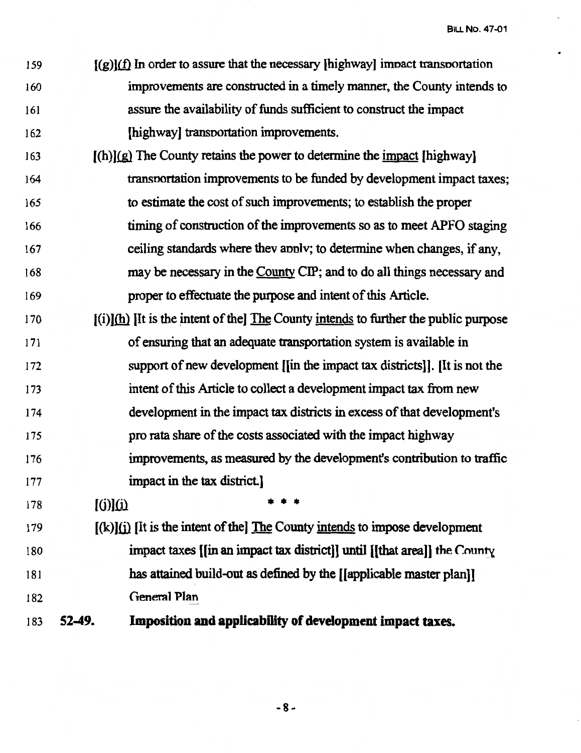159 [(g)](f) In order to assure that the necessary [highway] impact transportation
160 improvements are constructed in a timely manner, the County intends to
161 assure the availability of funds sufficient to construct the impact
162 [highway] transportation improvements.

163 [(h)](g) The County retains the power to determine the impact [highway]
164 transportation improvements to be funded by development impact taxes;
165 to estimate the cost of such improvements; to establish the proper
166 timing of construction of the improvements so as to meet APFO staging
167 ceiling standards where they apply; to determine when changes, if any,
168 may be necessary in the County CIP; and to do all things necessary and
169 proper to effectuate the purpose and intent of this Article.

170 [(i)](h) [It is the intent of the] The County intends to further the public purpose
171 of ensuring that an adequate transportation system is available in
172 support of new development [[in the impact tax districts]]. [It is not the
173 intent of this Article to collect a development impact tax from new
174 development in the impact tax districts in excess of that development's
175 pro rata share of the costs associated with the impact highway
176 improvements, as measured by the development's contribution to traffic
177 impact in the tax district.]

178 [(j)](i) * * *

179 [(k)](j) [It is the intent of the] The County intends to impose development
180 impact taxes [[in an impact tax district]] until [[that area]] the County
181 has attained build-out as defined by the [[applicable master plan]]
182 General Plan

183 **52-49. Imposition and applicability of development impact taxes.**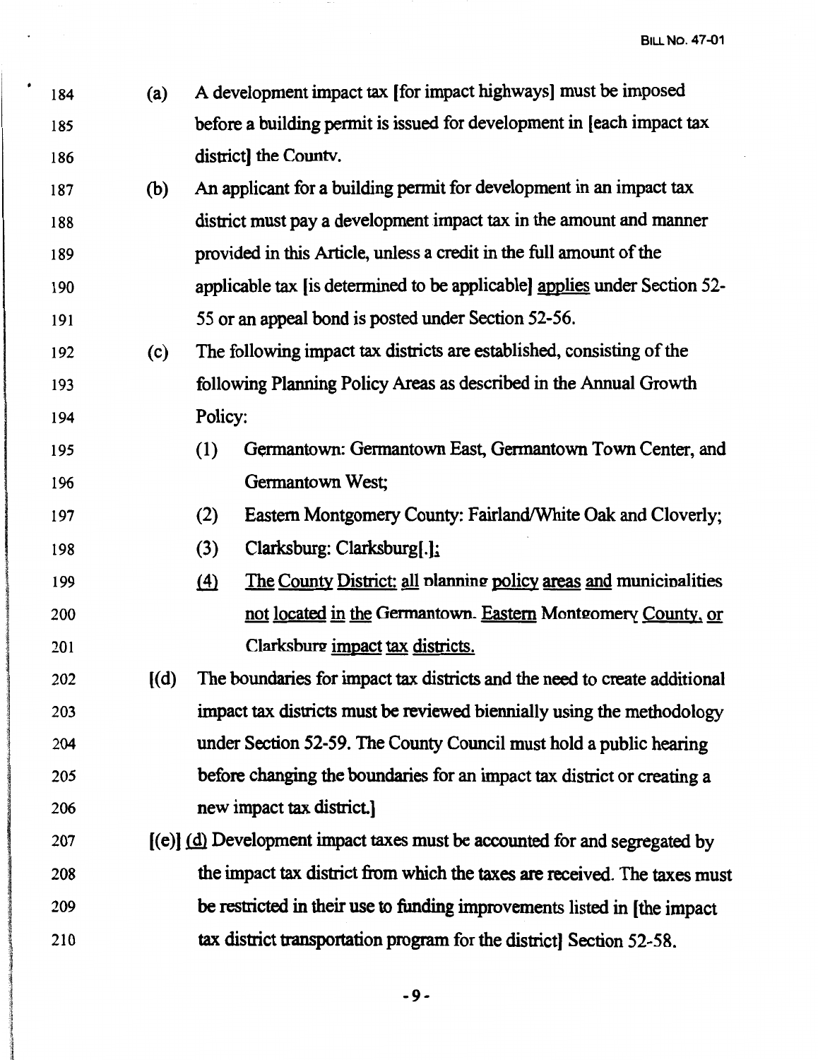184 (a) A development impact tax [for impact highways] must be imposed
185 before a building permit is issued for development in [each impact tax
186 district] the County.

187 (b) An applicant for a building permit for development in an impact tax
188 district must pay a development impact tax in the amount and manner
189 provided in this Article, unless a credit in the full amount of the
190 applicable tax [is determined to be applicable] <u>applies</u> under Section 52-
191 55 or an appeal bond is posted under Section 52-56.

192 (c) The following impact tax districts are established, consisting of the
193 following Planning Policy Areas as described in the Annual Growth
194 Policy:

195 (1) Germantown: Germantown East, Germantown Town Center, and
196 Germantown West;

197 (2) Eastern Montgomery County: Fairland/White Oak and Cloverly;

198 (3) Clarksburg: Clarksburg[.]<u>;</u>

199 <u>(4)</u> <u>The County District: all planning policy areas and municipalities</u>
200 <u>not located in the Germantown, Eastern Montgomery County, or</u>
201 <u>Clarksburg impact tax districts.</u>

202 [(d) The boundaries for impact tax districts and the need to create additional
203 impact tax districts must be reviewed biennially using the methodology
204 under Section 52-59. The County Council must hold a public hearing
205 before changing the boundaries for an impact tax district or creating a
206 new impact tax district.]

207 [(e)] <u>(d)</u> Development impact taxes must be accounted for and segregated by
208 the impact tax district from which the taxes are received. The taxes must
209 be restricted in their use to funding improvements listed in [the impact
210 tax district transportation program for the district] Section 52-58.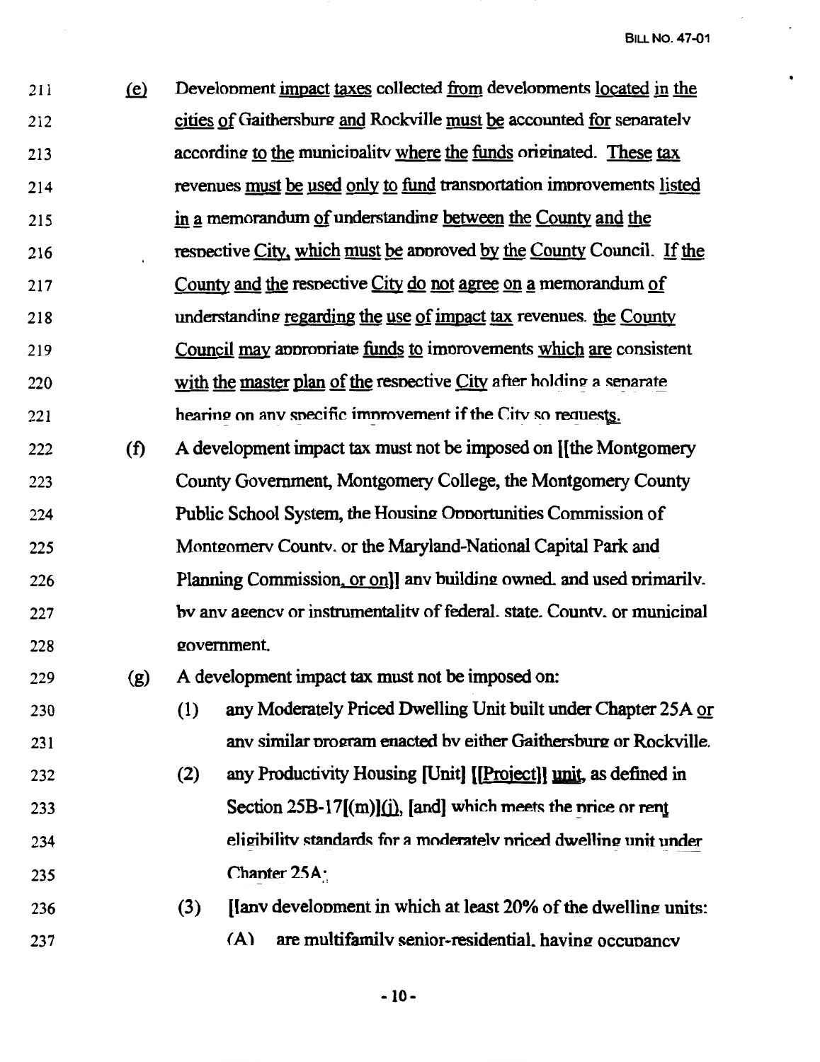211 (e) Development impact taxes collected from developments located in the
212 cities of Gaithersburg and Rockville must be accounted for separately
213 according to the municipality where the funds originated. These tax
214 revenues must be used only to fund transportation improvements listed
215 in a memorandum of understanding between the County and the
216 respective City, which must be approved by the County Council. If the
217 County and the respective City do not agree on a memorandum of
218 understanding regarding the use of impact tax revenues, the County
219 Council may appropriate funds to improvements which are consistent
220 with the master plan of the respective City after holding a separate
221 hearing on any specific improvement if the City so requests.

222 (f) A development impact tax must not be imposed on [[the Montgomery
223 County Government, Montgomery College, the Montgomery County
224 Public School System, the Housing Opportunities Commission of
225 Montgomery County, or the Maryland-National Capital Park and
226 Planning Commission, or on]] any building owned, and used primarily,
227 by any agency or instrumentality of federal, state, County, or municipal
228 government.

229 (g) A development impact tax must not be imposed on:

230 (1) any Moderately Priced Dwelling Unit built under Chapter 25A or
231 any similar program enacted by either Gaithersburg or Rockville,

232 (2) any Productivity Housing [Unit] [[Project]] unit, as defined in
233 Section 25B-17[(m)](j), [and] which meets the price or rent
234 eligibility standards for a moderately priced dwelling unit under
235 Chapter 25A;

236 (3) [[any development in which at least 20% of the dwelling units:
237 (A) are multifamily senior-residential, having occupancy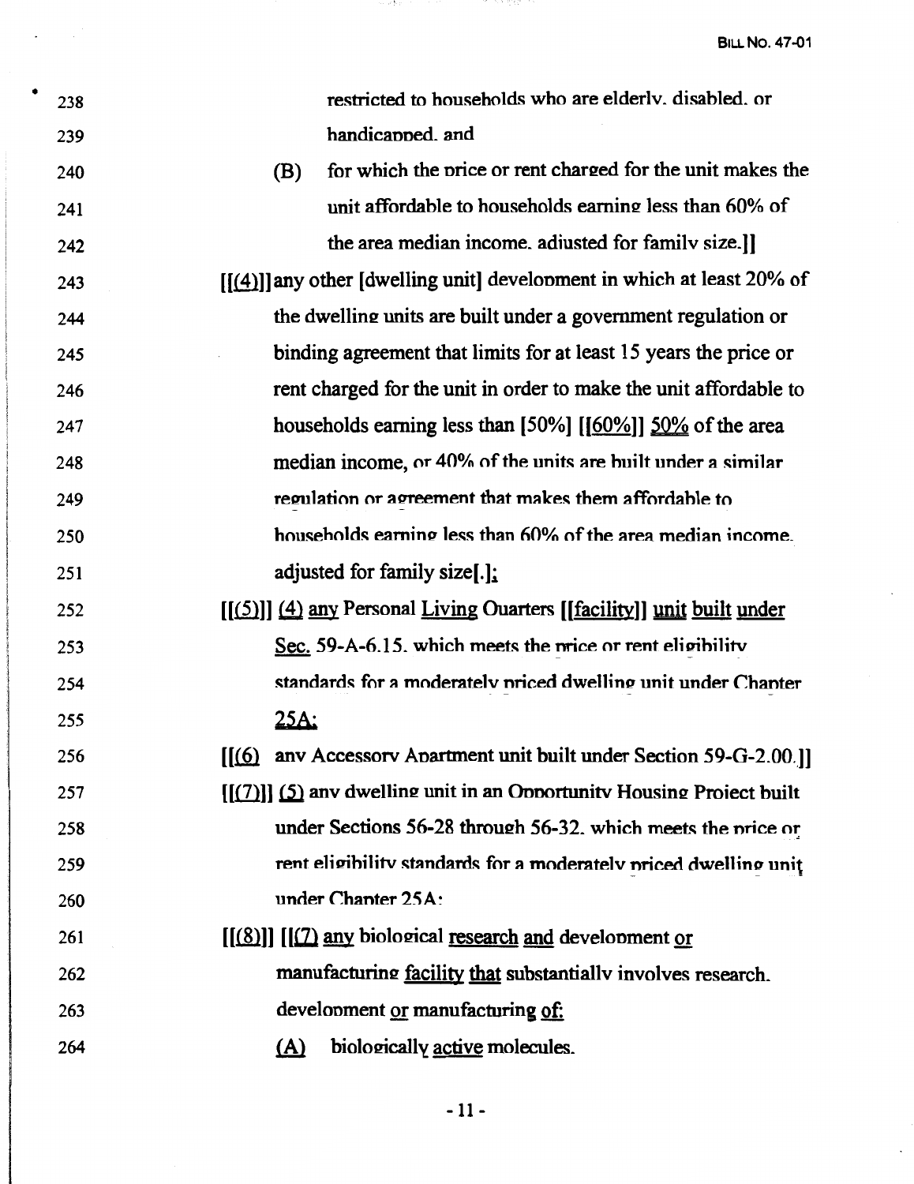restricted to households who are elderly, disabled, or handicapped, and

(B) for which the price or rent charged for the unit makes the unit affordable to households earning less than 60% of the area median income, adjusted for family size.]]

[[(4)]] any other [dwelling unit] development in which at least 20% of the dwelling units are built under a government regulation or binding agreement that limits for at least 15 years the price or rent charged for the unit in order to make the unit affordable to households earning less than [50%] [[60%]] 50% of the area median income, or 40% of the units are built under a similar regulation or agreement that makes them affordable to households earning less than 60% of the area median income, adjusted for family size[.];

[[(5)]] (4) any Personal Living Quarters [[facility]] unit built under Sec. 59-A-6.15, which meets the price or rent eligibility standards for a moderately priced dwelling unit under Chapter 25A;

[[(6) any Accessory Apartment unit built under Section 59-G-2.00.]]

[[(7)]] (5) any dwelling unit in an Opportunity Housing Project built under Sections 56-28 through 56-32, which meets the price or rent eligibility standards for a moderately priced dwelling unit under Chapter 25A;

[[(8)]] [[(7) any biological research and development or manufacturing facility that substantially involves research, development or manufacturing of:

(A) biologically active molecules,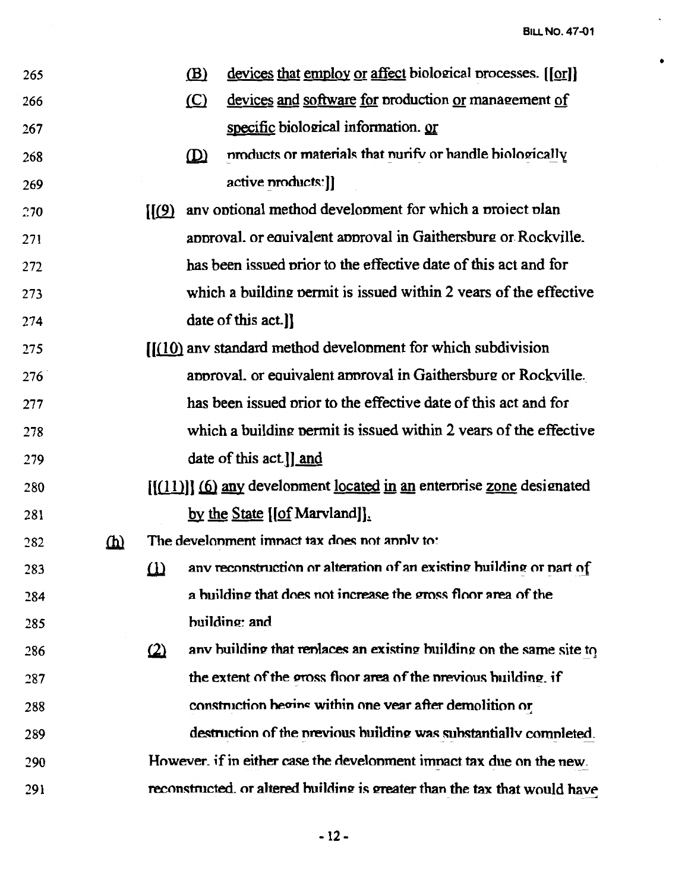265 (B) devices that employ or affect biological processes. [[or]]

266 (C) devices and software for production or management of

267 specific biological information. or

268 (D) products or materials that purify or handle biologically

269 active products;]]

270 [[(9) any optional method development for which a project plan

271 approval, or equivalent approval in Gaithersburg or Rockville,

272 has been issued prior to the effective date of this act and for

273 which a building permit is issued within 2 years of the effective

274 date of this act.]]

275 [[(10) any standard method development for which subdivision

276 approval, or equivalent approval in Gaithersburg or Rockville,

277 has been issued prior to the effective date of this act and for

278 which a building permit is issued within 2 years of the effective

279 date of this act.]] and

280 [[(11)]] (6) any development located in an enterprise zone designated

281 by the State [[of Maryland]].

282 (h) The development impact tax does not apply to:

283 (1) any reconstruction or alteration of an existing building or part of

284 a building that does not increase the gross floor area of the

285 building; and

286 (2) any building that replaces an existing building on the same site to

287 the extent of the gross floor area of the previous building, if

288 construction begins within one year after demolition or

289 destruction of the previous building was substantially completed.

290 However, if in either case the development impact tax due on the new,

291 reconstructed, or altered building is greater than the tax that would have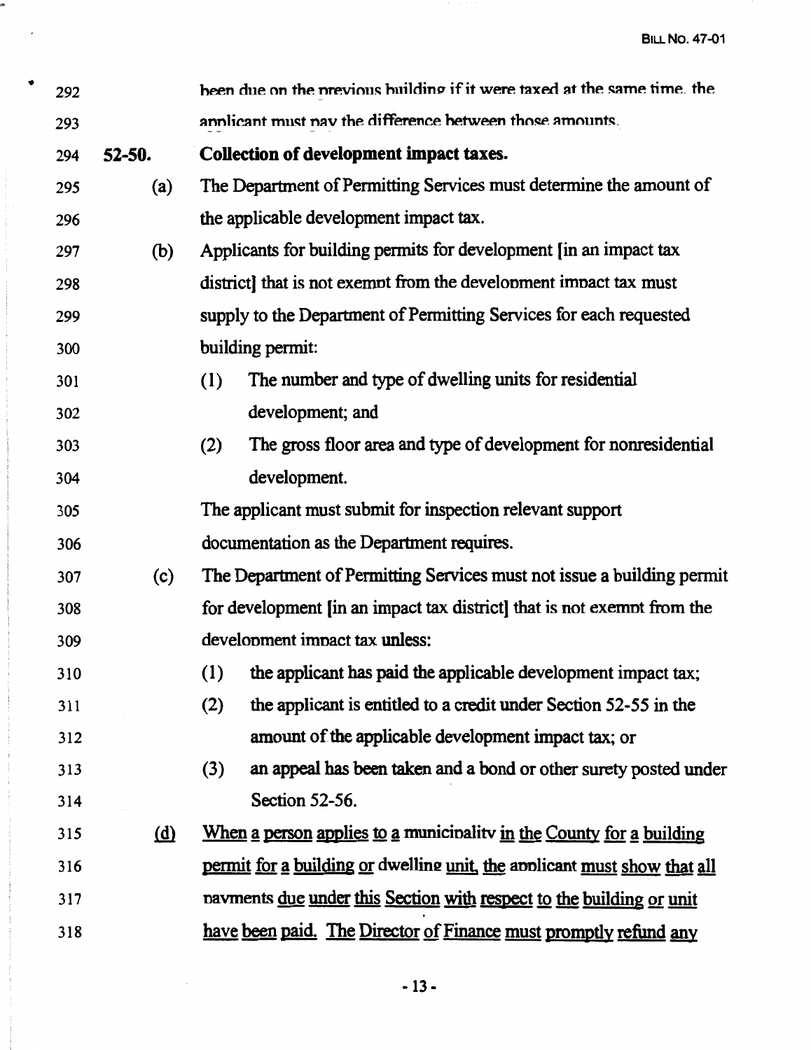been due on the previous building if it were taxed at the same time, the applicant must pay the difference between those amounts.

**52-50. Collection of development impact taxes.**

(a) The Department of Permitting Services must determine the amount of the applicable development impact tax.

(b) Applicants for building permits for development [in an impact tax district] that is not exempt from the development impact tax must supply to the Department of Permitting Services for each requested building permit:

(1) The number and type of dwelling units for residential development; and

(2) The gross floor area and type of development for nonresidential development.

The applicant must submit for inspection relevant support documentation as the Department requires.

(c) The Department of Permitting Services must not issue a building permit for development [in an impact tax district] that is not exempt from the development impact tax unless:

(1) the applicant has paid the applicable development impact tax;

(2) the applicant is entitled to a credit under Section 52-55 in the amount of the applicable development impact tax; or

(3) an appeal has been taken and a bond or other surety posted under Section 52-56.

<u>(d) When a person applies to a municipality in the County for a building permit for a building or dwelling unit, the applicant must show that all payments due under this Section with respect to the building or unit have been paid. The Director of Finance must promptly refund any</u>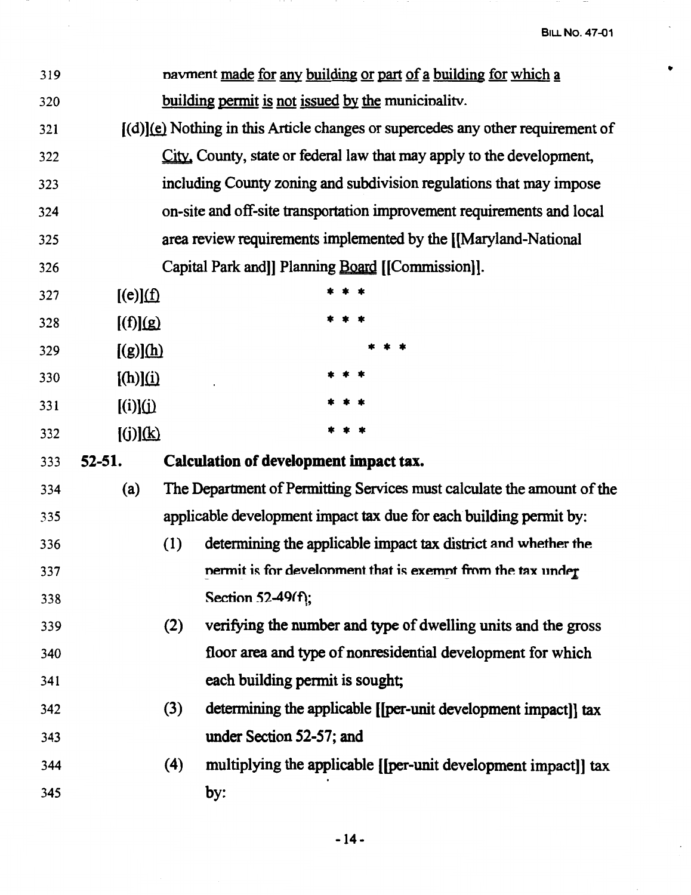319 payment made for any building or part of a building for which a

320 building permit is not issued by the municipality.

321 [(d)](e) Nothing in this Article changes or supercedes any other requirement of

322 City, County, state or federal law that may apply to the development,

323 including County zoning and subdivision regulations that may impose

324 on-site and off-site transportation improvement requirements and local

325 area review requirements implemented by the [[Maryland-National

326 Capital Park and]] Planning Board [[Commission]].

327 [(e)](f) * * *

328 [(f)](g) * * *

329 [(g)](h) * * *

330 [(h)](i) * * *

331 [(i)](j) * * *

332 [(j)](k) * * *

333 **52-51. Calculation of development impact tax.**

334 (a) The Department of Permitting Services must calculate the amount of the

335 applicable development impact tax due for each building permit by:

336 (1) determining the applicable impact tax district and whether the

337 permit is for development that is exempt from the tax under

338 Section 52-49(f);

339 (2) verifying the number and type of dwelling units and the gross

340 floor area and type of nonresidential development for which

341 each building permit is sought;

342 (3) determining the applicable [[per-unit development impact]] tax

343 under Section 52-57; and

344 (4) multiplying the applicable [[per-unit development impact]] tax

345 by: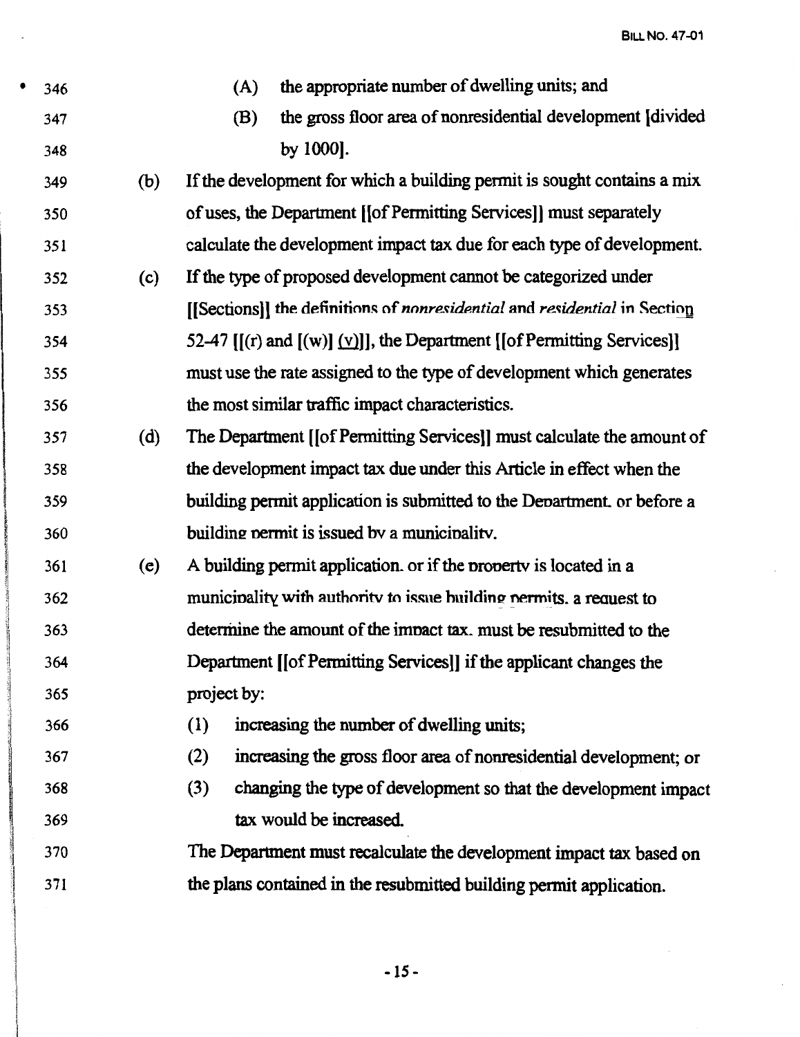346 (A) the appropriate number of dwelling units; and

347 (B) the gross floor area of nonresidential development [divided

348 by 1000].

349 (b) If the development for which a building permit is sought contains a mix

350 of uses, the Department [[of Permitting Services]] must separately

351 calculate the development impact tax due for each type of development.

352 (c) If the type of proposed development cannot be categorized under

353 [[Sections]] the definitions of *nonresidential* and *residential* in Section

354 52-47 [[(r) and [(w)] (v)]], the Department [[of Permitting Services]]

355 must use the rate assigned to the type of development which generates

356 the most similar traffic impact characteristics.

357 (d) The Department [[of Permitting Services]] must calculate the amount of

358 the development impact tax due under this Article in effect when the

359 building permit application is submitted to the Department, or before a

360 building permit is issued by a municipality.

361 (e) A building permit application, or if the property is located in a

362 municipality with authority to issue building permits, a request to

363 determine the amount of the impact tax, must be resubmitted to the

364 Department [[of Permitting Services]] if the applicant changes the

365 project by:

366 (1) increasing the number of dwelling units;

367 (2) increasing the gross floor area of nonresidential development; or

368 (3) changing the type of development so that the development impact

369 tax would be increased.

370 The Department must recalculate the development impact tax based on

371 the plans contained in the resubmitted building permit application.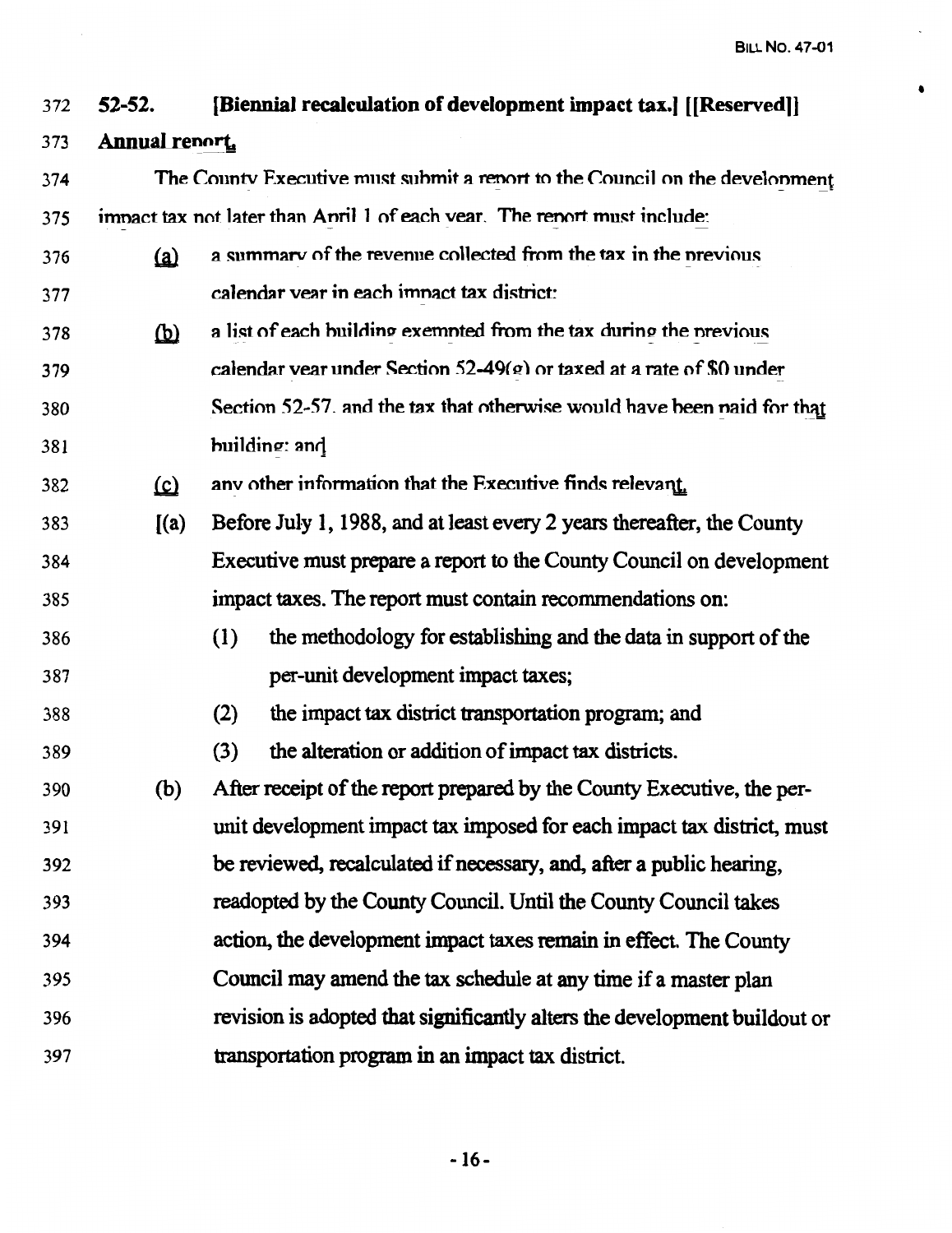372 **52-52. [Biennial recalculation of development impact tax.] [[Reserved]]**

373 **Annual report.**

374 The County Executive must submit a report to the Council on the development

375 impact tax not later than April 1 of each year. The report must include:

376 (a) a summary of the revenue collected from the tax in the previous

377 calendar year in each impact tax district;

378 (b) a list of each building exempted from the tax during the previous

379 calendar year under Section 52-49(g) or taxed at a rate of $0 under

380 Section 52-57, and the tax that otherwise would have been paid for that

381 building; and

382 (c) any other information that the Executive finds relevant.

383 [(a) Before July 1, 1988, and at least every 2 years thereafter, the County

384 Executive must prepare a report to the County Council on development

385 impact taxes. The report must contain recommendations on:

386 (1) the methodology for establishing and the data in support of the

387 per-unit development impact taxes;

388 (2) the impact tax district transportation program; and

389 (3) the alteration or addition of impact tax districts.

390 (b) After receipt of the report prepared by the County Executive, the per-

391 unit development impact tax imposed for each impact tax district, must

392 be reviewed, recalculated if necessary, and, after a public hearing,

393 readopted by the County Council. Until the County Council takes

394 action, the development impact taxes remain in effect. The County

395 Council may amend the tax schedule at any time if a master plan

396 revision is adopted that significantly alters the development buildout or

397 transportation program in an impact tax district.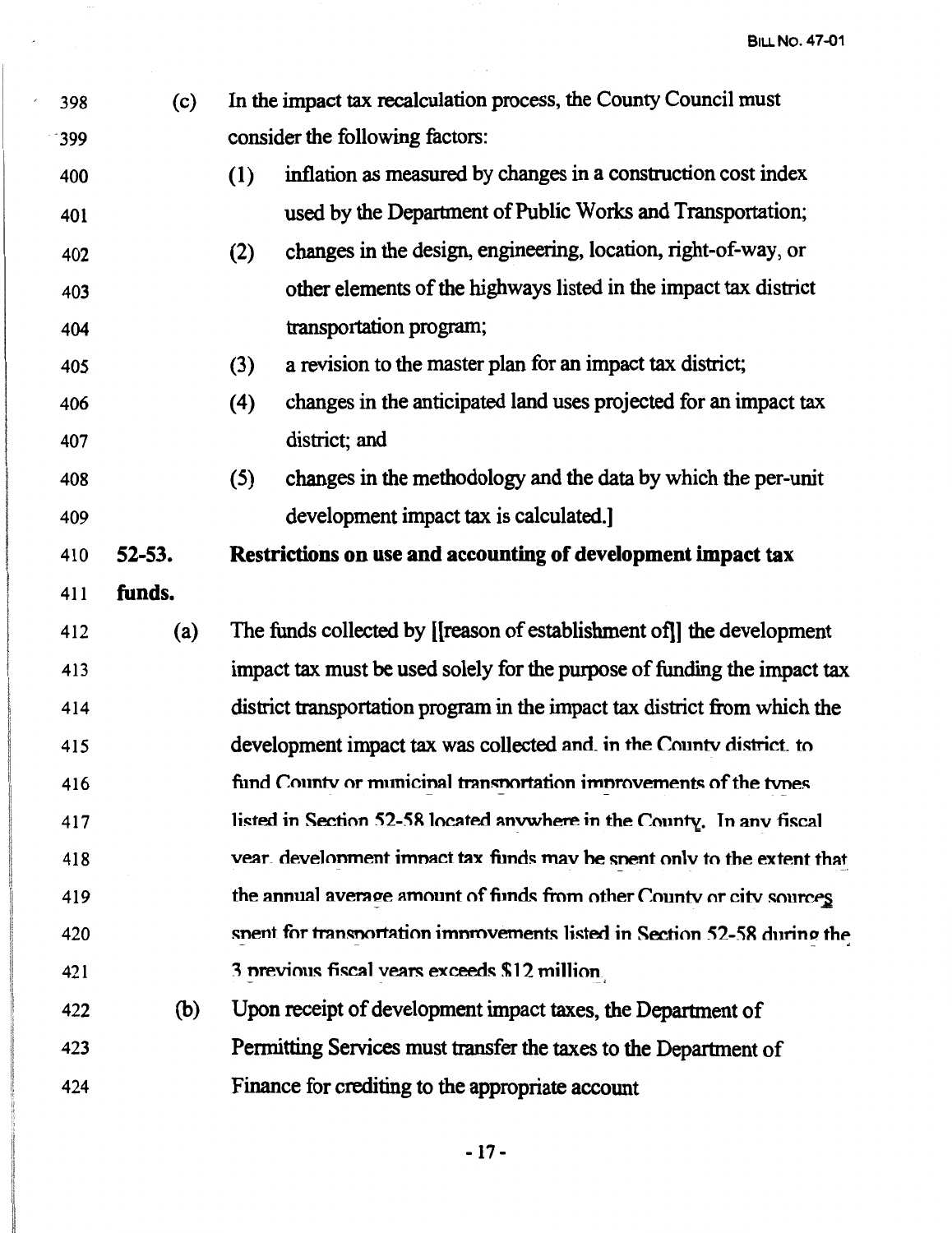398 (c) In the impact tax recalculation process, the County Council must
399 consider the following factors:
400 (1) inflation as measured by changes in a construction cost index
401 used by the Department of Public Works and Transportation;
402 (2) changes in the design, engineering, location, right-of-way, or
403 other elements of the highways listed in the impact tax district
404 transportation program;
405 (3) a revision to the master plan for an impact tax district;
406 (4) changes in the anticipated land uses projected for an impact tax
407 district; and
408 (5) changes in the methodology and the data by which the per-unit
409 development impact tax is calculated.]

410 **52-53. Restrictions on use and accounting of development impact tax**
411 **funds.**

412 (a) The funds collected by [[reason of establishment of]] the development
413 impact tax must be used solely for the purpose of funding the impact tax
414 district transportation program in the impact tax district from which the
415 development impact tax was collected and, in the County district, to
416 fund County or municipal transportation improvements of the types
417 listed in Section 52-58 located anywhere in the County. In any fiscal
418 year, development impact tax funds may be spent only to the extent that
419 the annual average amount of funds from other County or city sources
420 spent for transportation improvements listed in Section 52-58 during the
421 3 previous fiscal years exceeds $12 million.

422 (b) Upon receipt of development impact taxes, the Department of
423 Permitting Services must transfer the taxes to the Department of
424 Finance for crediting to the appropriate account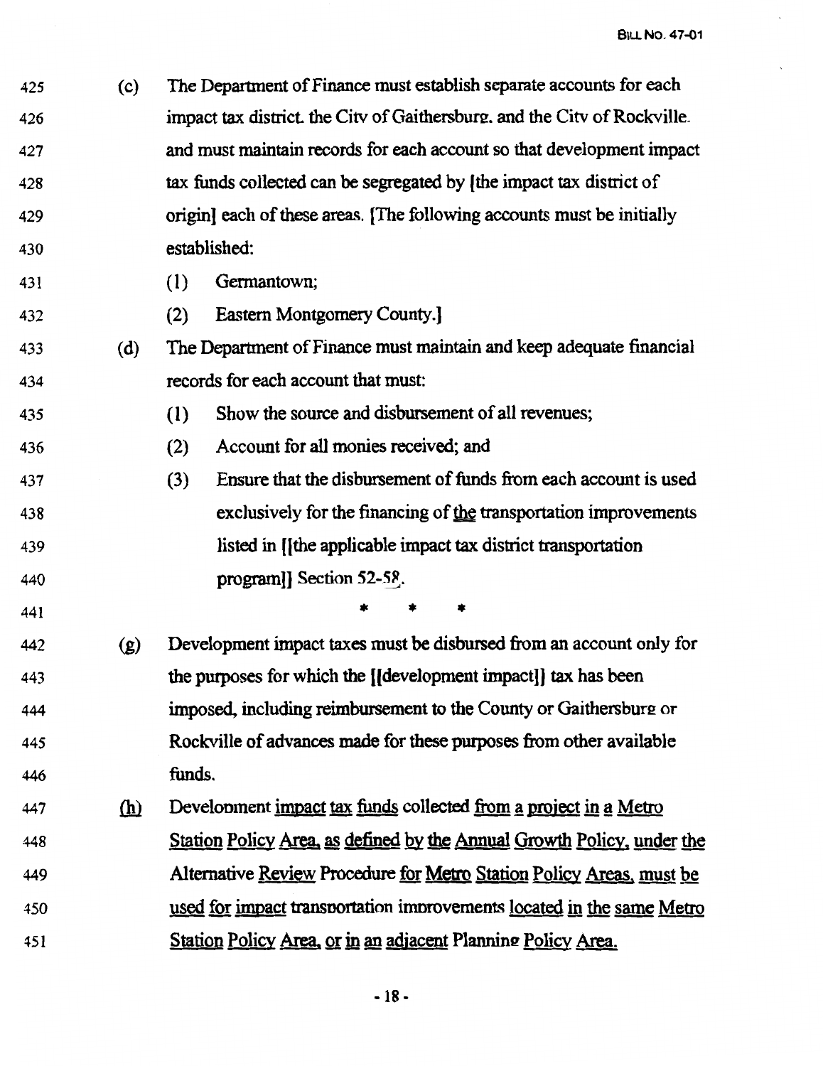425 (c) The Department of Finance must establish separate accounts for each
426 impact tax district, the City of Gaithersburg, and the City of Rockville,
427 and must maintain records for each account so that development impact
428 tax funds collected can be segregated by [the impact tax district of
429 origin] each of these areas. [The following accounts must be initially
430 established:

431 (1) Germantown;

432 (2) Eastern Montgomery County.]

433 (d) The Department of Finance must maintain and keep adequate financial
434 records for each account that must:

435 (1) Show the source and disbursement of all revenues;

436 (2) Account for all monies received; and

437 (3) Ensure that the disbursement of funds from each account is used
438 exclusively for the financing of the transportation improvements
439 listed in [[the applicable impact tax district transportation
440 program]] Section 52-58.

441 * * *

442 (g) Development impact taxes must be disbursed from an account only for
443 the purposes for which the [[development impact]] tax has been
444 imposed, including reimbursement to the County or Gaithersburg or
445 Rockville of advances made for these purposes from other available
446 funds.

447 (h) Development impact tax funds collected from a project in a Metro
448 Station Policy Area, as defined by the Annual Growth Policy, under the
449 Alternative Review Procedure for Metro Station Policy Areas, must be
450 used for impact transportation improvements located in the same Metro
451 Station Policy Area, or in an adjacent Planning Policy Area.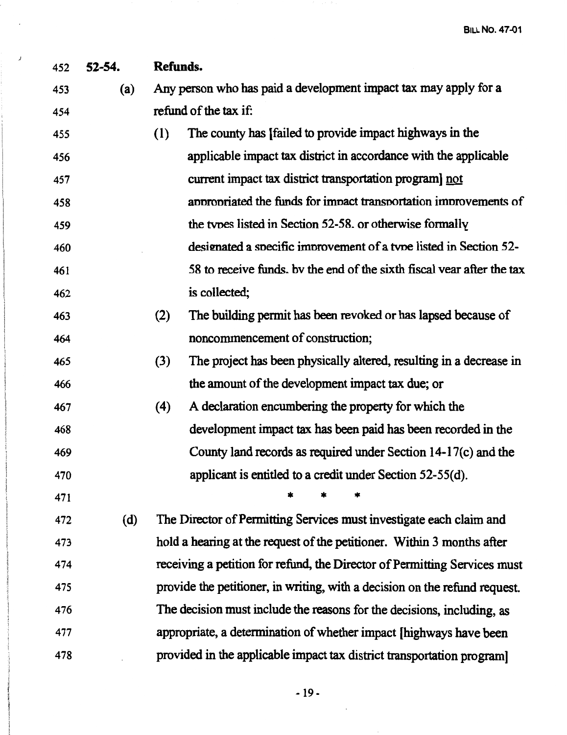**52-54. Refunds.**

(a) Any person who has paid a development impact tax may apply for a refund of the tax if:

(1) The county has [failed to provide impact highways in the applicable impact tax district in accordance with the applicable current impact tax district transportation program] not appropriated the funds for impact transportation improvements of the types listed in Section 52-58, or otherwise formally designated a specific improvement of a type listed in Section 52-58 to receive funds, by the end of the sixth fiscal year after the tax is collected;

(2) The building permit has been revoked or has lapsed because of noncommencement of construction;

(3) The project has been physically altered, resulting in a decrease in the amount of the development impact tax due; or

(4) A declaration encumbering the property for which the development impact tax has been paid has been recorded in the County land records as required under Section 14-17(c) and the applicant is entitled to a credit under Section 52-55(d).

\* \* \*

(d) The Director of Permitting Services must investigate each claim and hold a hearing at the request of the petitioner. Within 3 months after receiving a petition for refund, the Director of Permitting Services must provide the petitioner, in writing, with a decision on the refund request. The decision must include the reasons for the decisions, including, as appropriate, a determination of whether impact [highways have been provided in the applicable impact tax district transportation program]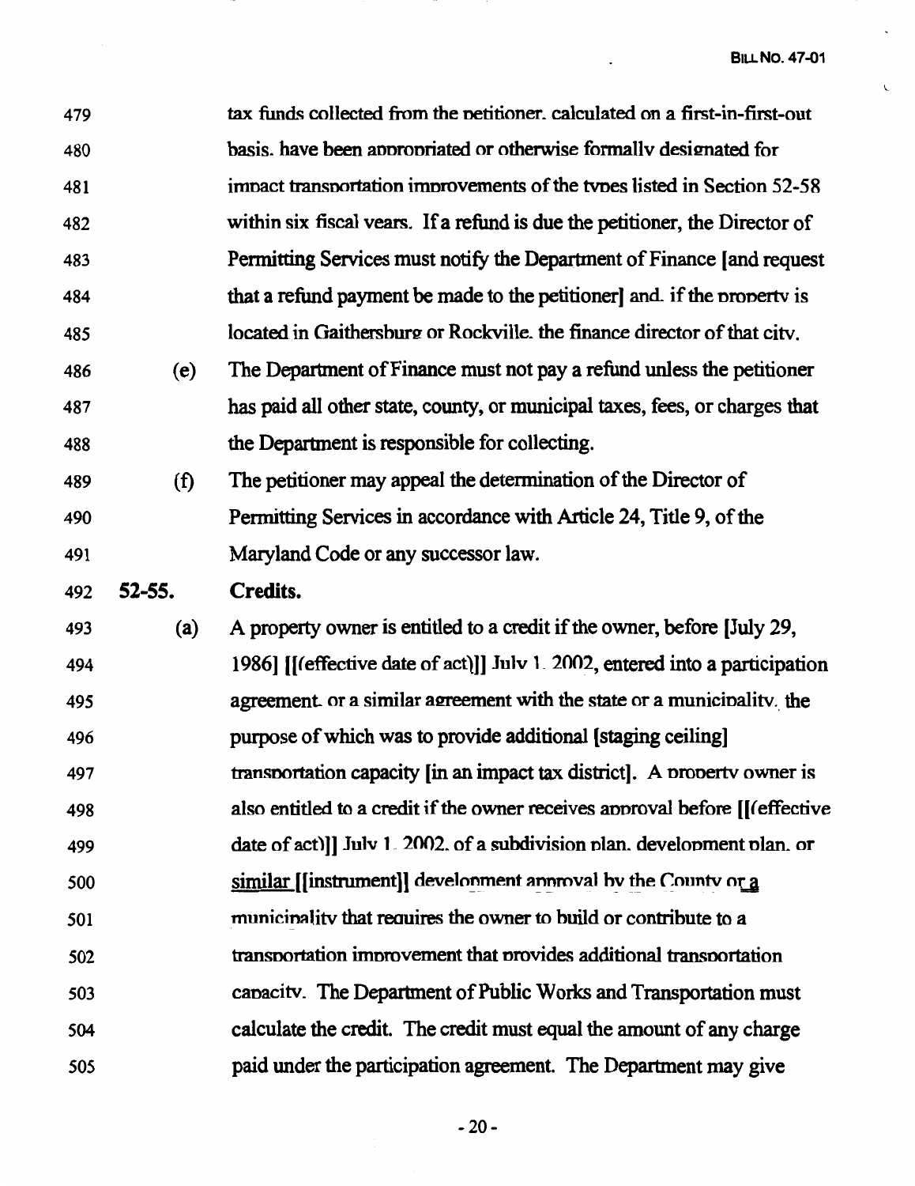479 tax funds collected from the petitioner, calculated on a first-in-first-out

480 basis, have been appropriated or otherwise formally designated for

481 impact transportation improvements of the types listed in Section 52-58

482 within six fiscal years. If a refund is due the petitioner, the Director of

483 Permitting Services must notify the Department of Finance [and request

484 that a refund payment be made to the petitioner] and, if the property is

485 located in Gaithersburg or Rockville, the finance director of that city.

486 (e) The Department of Finance must not pay a refund unless the petitioner

487 has paid all other state, county, or municipal taxes, fees, or charges that

488 the Department is responsible for collecting.

489 (f) The petitioner may appeal the determination of the Director of

490 Permitting Services in accordance with Article 24, Title 9, of the

491 Maryland Code or any successor law.

492 **52-55. Credits.**

493 (a) A property owner is entitled to a credit if the owner, before [July 29,

494 1986] [[(effective date of act)]] July 1, 2002, entered into a participation

495 agreement, or a similar agreement with the state or a municipality, the

496 purpose of which was to provide additional [staging ceiling]

497 transportation capacity [in an impact tax district]. A property owner is

498 also entitled to a credit if the owner receives approval before [[(effective

499 date of act)]] July 1, 2002, of a subdivision plan, development plan, or

500 similar [[instrument]] development approval by the County or a

501 municipality that requires the owner to build or contribute to a

502 transportation improvement that provides additional transportation

503 capacity. The Department of Public Works and Transportation must

504 calculate the credit. The credit must equal the amount of any charge

505 paid under the participation agreement. The Department may give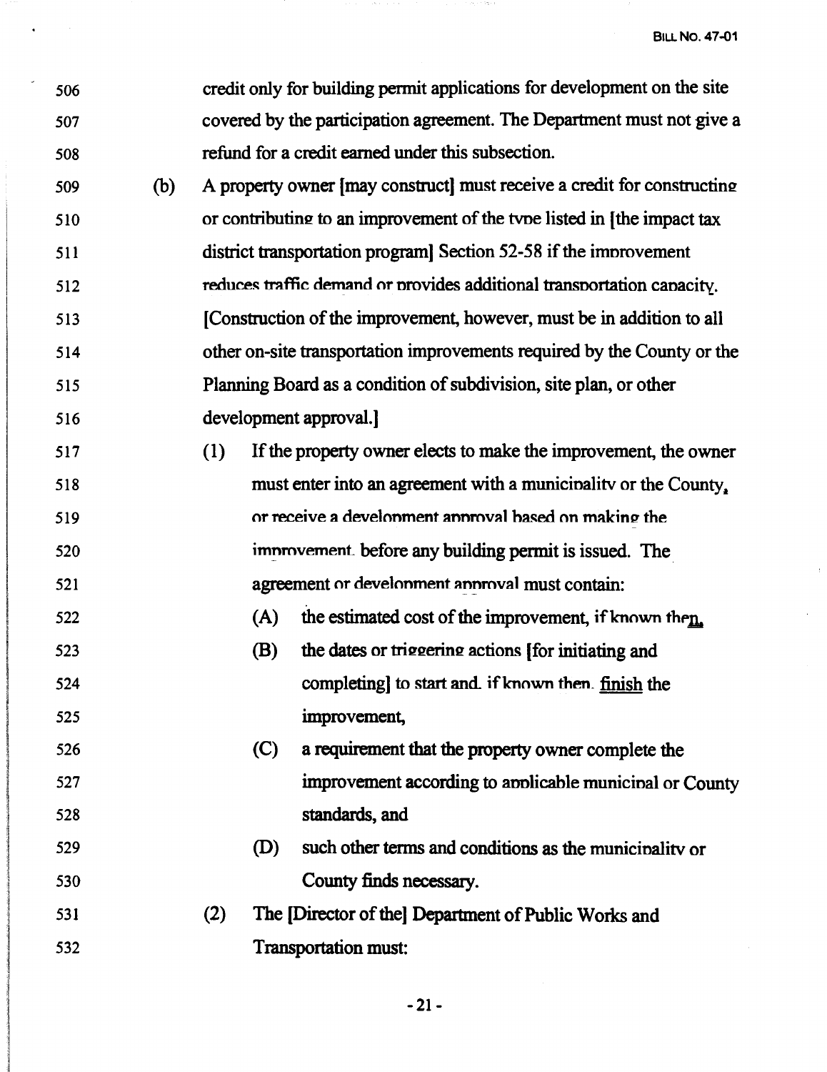506 credit only for building permit applications for development on the site
507 covered by the participation agreement. The Department must not give a
508 refund for a credit earned under this subsection.

509 (b) A property owner [may construct] must receive a credit for constructing
510 or contributing to an improvement of the type listed in [the impact tax
511 district transportation program] Section 52-58 if the improvement
512 reduces traffic demand or provides additional transportation capacity.
513 [Construction of the improvement, however, must be in addition to all
514 other on-site transportation improvements required by the County or the
515 Planning Board as a condition of subdivision, site plan, or other
516 development approval.]

517 (1) If the property owner elects to make the improvement, the owner
518 must enter into an agreement with a municipality or the County,
519 or receive a development approval based on making the
520 improvement, before any building permit is issued. The
521 agreement or development approval must contain:

522 (A) the estimated cost of the improvement, if known then,

523 (B) the dates or triggering actions [for initiating and
524 completing] to start and, if known then, finish the
525 improvement,

526 (C) a requirement that the property owner complete the
527 improvement according to applicable municipal or County
528 standards, and

529 (D) such other terms and conditions as the municipality or
530 County finds necessary.

531 (2) The [Director of the] Department of Public Works and
532 Transportation must: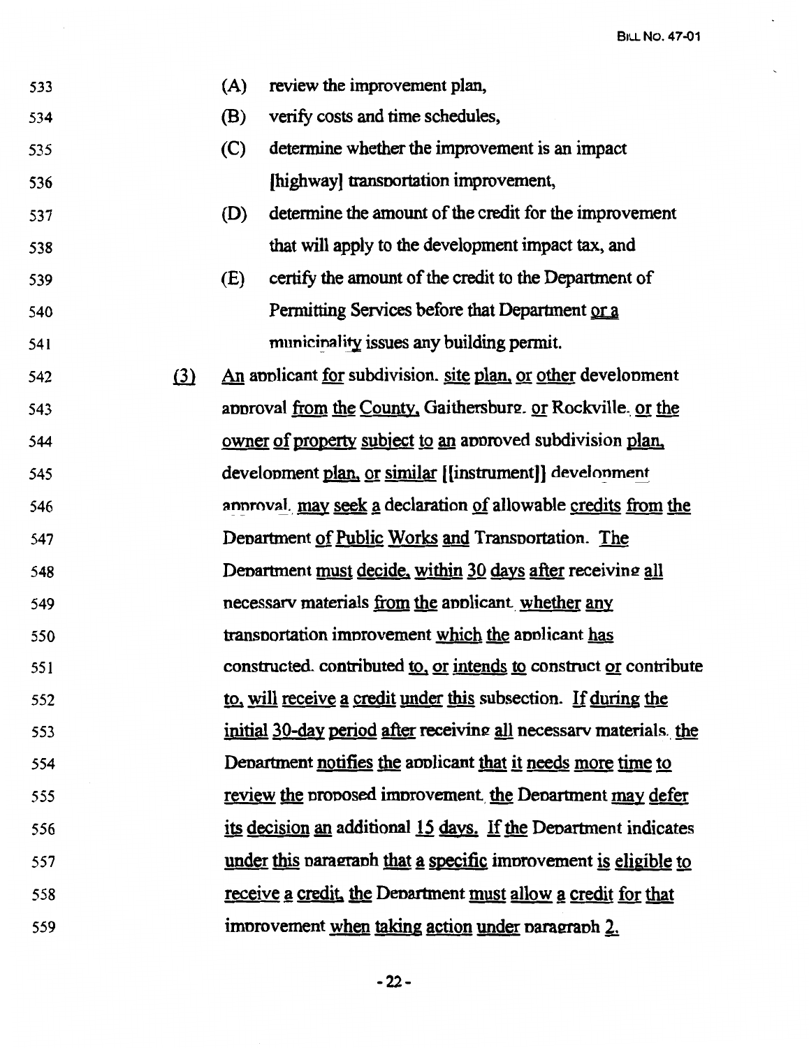533 (A) review the improvement plan,

534 (B) verify costs and time schedules,

535 (C) determine whether the improvement is an impact

536 [highway] transportation improvement,

537 (D) determine the amount of the credit for the improvement

538 that will apply to the development impact tax, and

539 (E) certify the amount of the credit to the Department of

540 Permitting Services before that Department or a

541 municipality issues any building permit.

542 (3) An applicant for subdivision, site plan, or other development

543 approval from the County, Gaithersburg, or Rockville, or the

544 owner of property subject to an approved subdivision plan,

545 development plan, or similar [[instrument]] development

546 approval, may seek a declaration of allowable credits from the

547 Department of Public Works and Transportation. The

548 Department must decide, within 30 days after receiving all

549 necessary materials from the applicant, whether any

550 transportation improvement which the applicant has

551 constructed, contributed to, or intends to construct or contribute

552 to, will receive a credit under this subsection. If during the

553 initial 30-day period after receiving all necessary materials, the

554 Department notifies the applicant that it needs more time to

555 review the proposed improvement, the Department may defer

556 its decision an additional 15 days. If the Department indicates

557 under this paragraph that a specific improvement is eligible to

558 receive a credit, the Department must allow a credit for that

559 improvement when taking action under paragraph 2.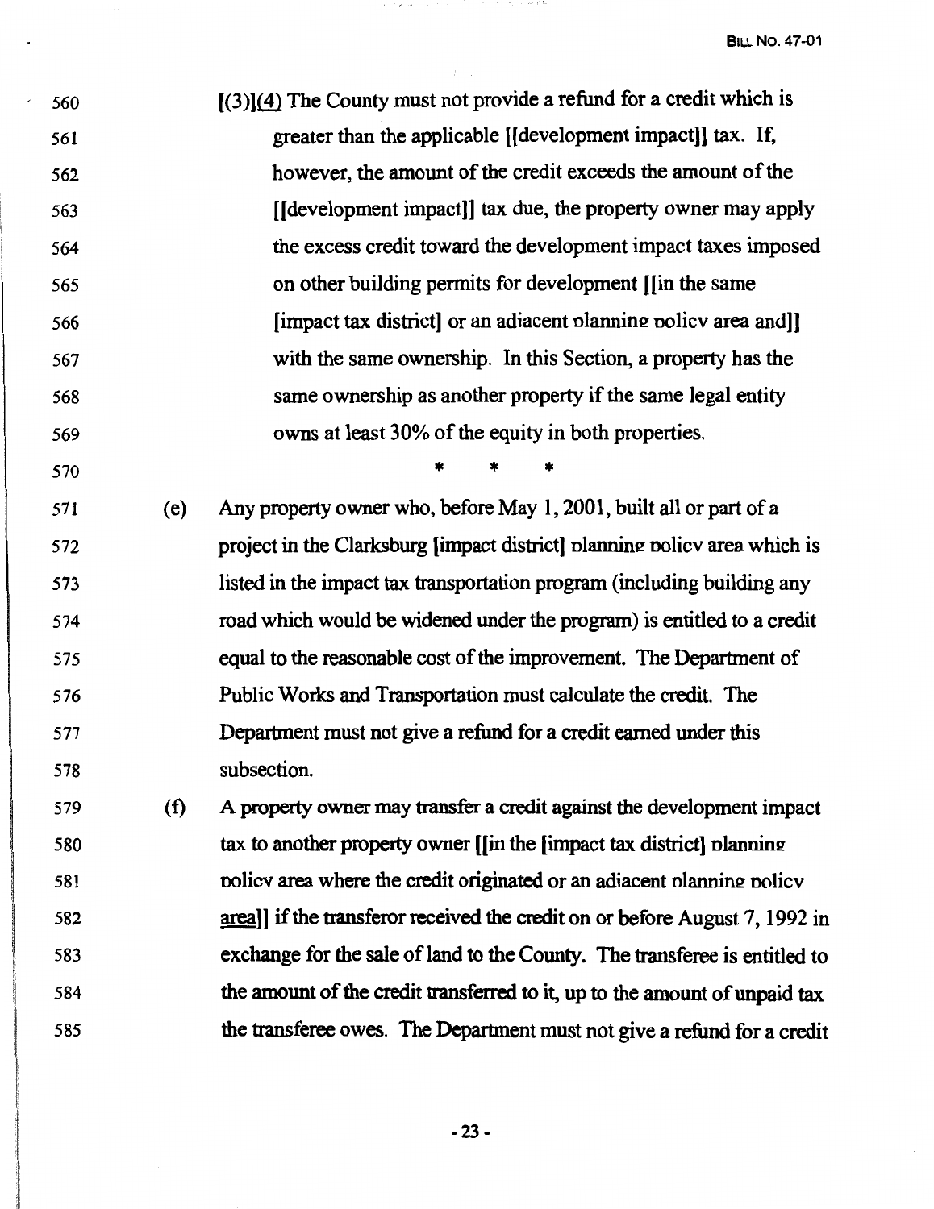[(3)](4) The County must not provide a refund for a credit which is greater than the applicable [[development impact]] tax. If, however, the amount of the credit exceeds the amount of the [[development impact]] tax due, the property owner may apply the excess credit toward the development impact taxes imposed on other building permits for development [[in the same [impact tax district] or an adjacent planning policy area and]] with the same ownership. In this Section, a property has the same ownership as another property if the same legal entity owns at least 30% of the equity in both properties.

\* \* \*

(e) Any property owner who, before May 1, 2001, built all or part of a project in the Clarksburg [impact district] planning policy area which is listed in the impact tax transportation program (including building any road which would be widened under the program) is entitled to a credit equal to the reasonable cost of the improvement. The Department of Public Works and Transportation must calculate the credit. The Department must not give a refund for a credit earned under this subsection.

(f) A property owner may transfer a credit against the development impact tax to another property owner [[in the [impact tax district] planning policy area where the credit originated or an adjacent planning policy area]] if the transferor received the credit on or before August 7, 1992 in exchange for the sale of land to the County. The transferee is entitled to the amount of the credit transferred to it, up to the amount of unpaid tax the transferee owes. The Department must not give a refund for a credit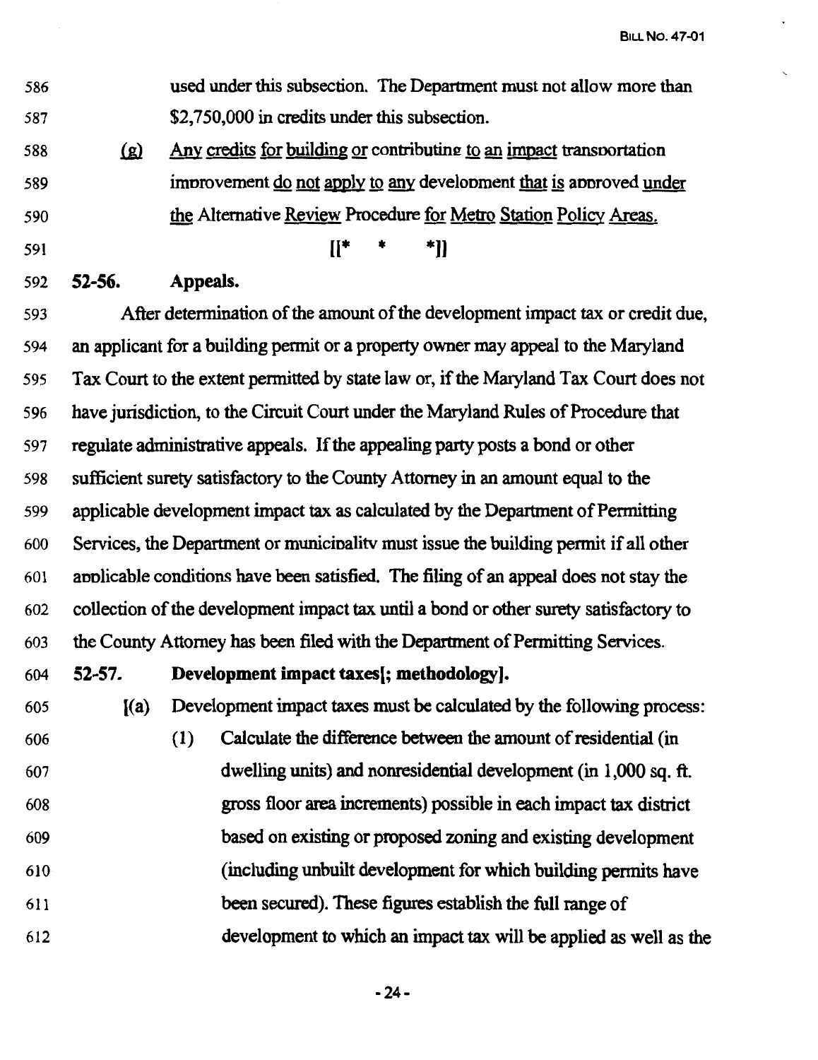used under this subsection. The Department must not allow more than $2,750,000 in credits under this subsection.

<u>(g)</u> <u>Any credits for building or</u> contributing <u>to an impact</u> transportation improvement <u>do not apply to any</u> development <u>that is</u> approved <u>under the</u> Alternative <u>Review</u> Procedure <u>for Metro Station Policy Areas.</u>

[[* * *]]

**52-56. Appeals.**

After determination of the amount of the development impact tax or credit due, an applicant for a building permit or a property owner may appeal to the Maryland Tax Court to the extent permitted by state law or, if the Maryland Tax Court does not have jurisdiction, to the Circuit Court under the Maryland Rules of Procedure that regulate administrative appeals. If the appealing party posts a bond or other sufficient surety satisfactory to the County Attorney in an amount equal to the applicable development impact tax as calculated by the Department of Permitting Services, the Department or municipality must issue the building permit if all other applicable conditions have been satisfied. The filing of an appeal does not stay the collection of the development impact tax until a bond or other surety satisfactory to the County Attorney has been filed with the Department of Permitting Services.

**52-57. Development impact taxes[; methodology].**

[(a) Development impact taxes must be calculated by the following process:

(1) Calculate the difference between the amount of residential (in dwelling units) and nonresidential development (in 1,000 sq. ft. gross floor area increments) possible in each impact tax district based on existing or proposed zoning and existing development (including unbuilt development for which building permits have been secured). These figures establish the full range of development to which an impact tax will be applied as well as the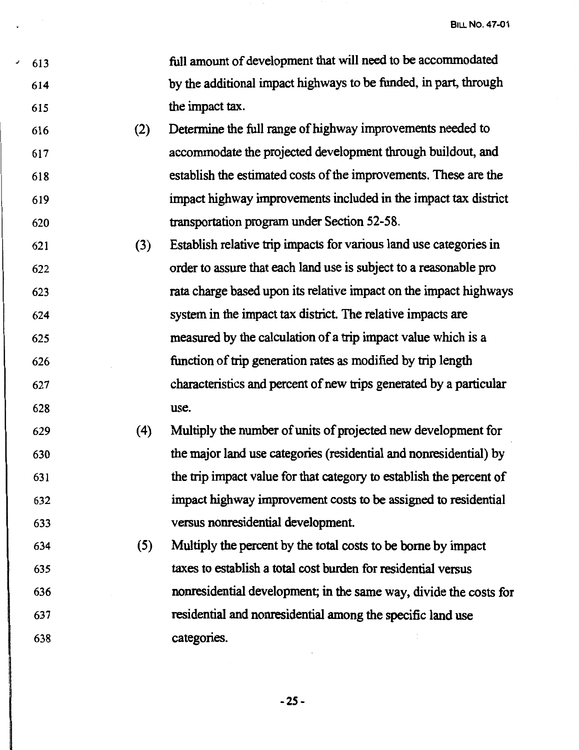full amount of development that will need to be accommodated by the additional impact highways to be funded, in part, through the impact tax.

(2) Determine the full range of highway improvements needed to accommodate the projected development through buildout, and establish the estimated costs of the improvements. These are the impact highway improvements included in the impact tax district transportation program under Section 52-58.

(3) Establish relative trip impacts for various land use categories in order to assure that each land use is subject to a reasonable pro rata charge based upon its relative impact on the impact highways system in the impact tax district. The relative impacts are measured by the calculation of a trip impact value which is a function of trip generation rates as modified by trip length characteristics and percent of new trips generated by a particular use.

(4) Multiply the number of units of projected new development for the major land use categories (residential and nonresidential) by the trip impact value for that category to establish the percent of impact highway improvement costs to be assigned to residential versus nonresidential development.

(5) Multiply the percent by the total costs to be borne by impact taxes to establish a total cost burden for residential versus nonresidential development; in the same way, divide the costs for residential and nonresidential among the specific land use categories.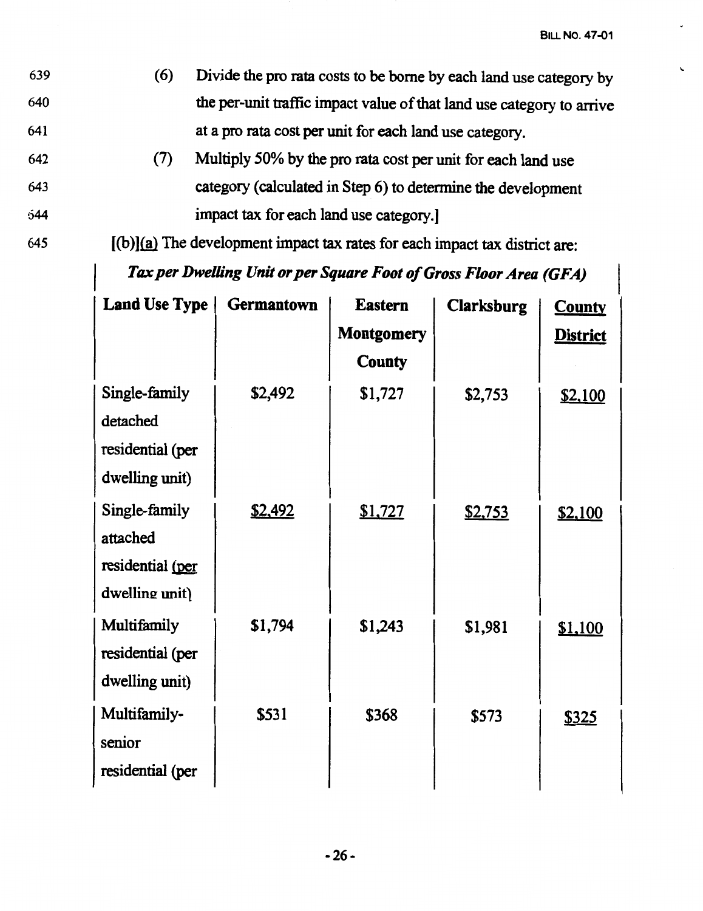639 (6) Divide the pro rata costs to be borne by each land use category by
640 the per-unit traffic impact value of that land use category to arrive
641 at a pro rata cost per unit for each land use category.

642 (7) Multiply 50% by the pro rata cost per unit for each land use
643 category (calculated in Step 6) to determine the development
644 impact tax for each land use category.]

645 [(b)](a) The development impact tax rates for each impact tax district are:

***Tax per Dwelling Unit or per Square Foot of Gross Floor Area (GFA)***

| **Land Use Type** | **Germantown** | **Eastern Montgomery County** | **Clarksburg** | **County District** |
|---|---|---|---|---|
| Single-family detached residential (per dwelling unit) | $2,492 | $1,727 | $2,753 | $2,100 |
| Single-family attached residential (per dwelling unit) | $2,492 | $1,727 | $2,753 | $2,100 |
| Multifamily residential (per dwelling unit) | $1,794 | $1,243 | $1,981 | $1,100 |
| Multifamily-senior residential (per | $531 | $368 | $573 | $325 |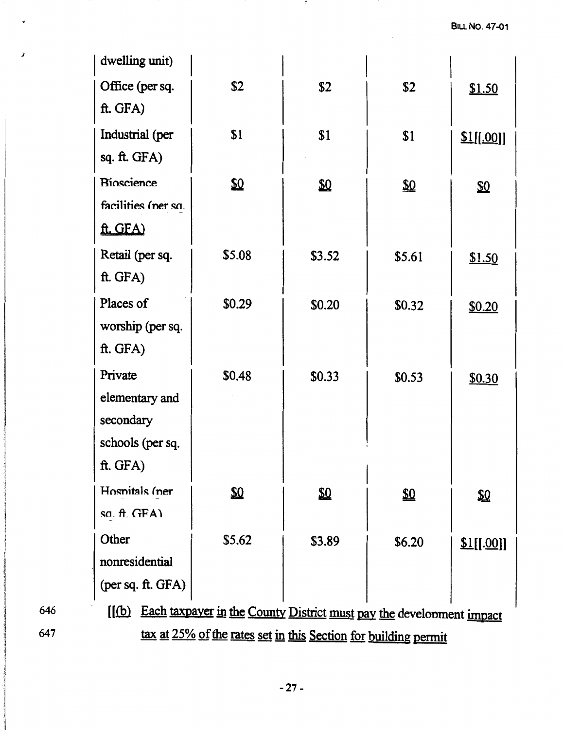| | | | | |
|---|---|---|---|---|
| dwelling unit) | | | | |
| Office (per sq. ft. GFA) | $2 | $2 | $2 | $1.50 |
| Industrial (per sq. ft. GFA) | $1 | $1 | $1 | $1[[.00]] |
| Bioscience facilities (per sq. ft. GFA) | $0 | $0 | $0 | $0 |
| Retail (per sq. ft. GFA) | $5.08 | $3.52 | $5.61 | $1.50 |
| Places of worship (per sq. ft. GFA) | $0.29 | $0.20 | $0.32 | $0.20 |
| Private elementary and secondary schools (per sq. ft. GFA) | $0.48 | $0.33 | $0.53 | $0.30 |
| Hospitals (per sq. ft. GFA) | $0 | $0 | $0 | $0 |
| Other nonresidential (per sq. ft. GFA) | $5.62 | $3.89 | $6.20 | $1[[.00]] |

646 [[(b) Each taxpayer in the County District must pay the development impact

647 tax at 25% of the rates set in this Section for building permit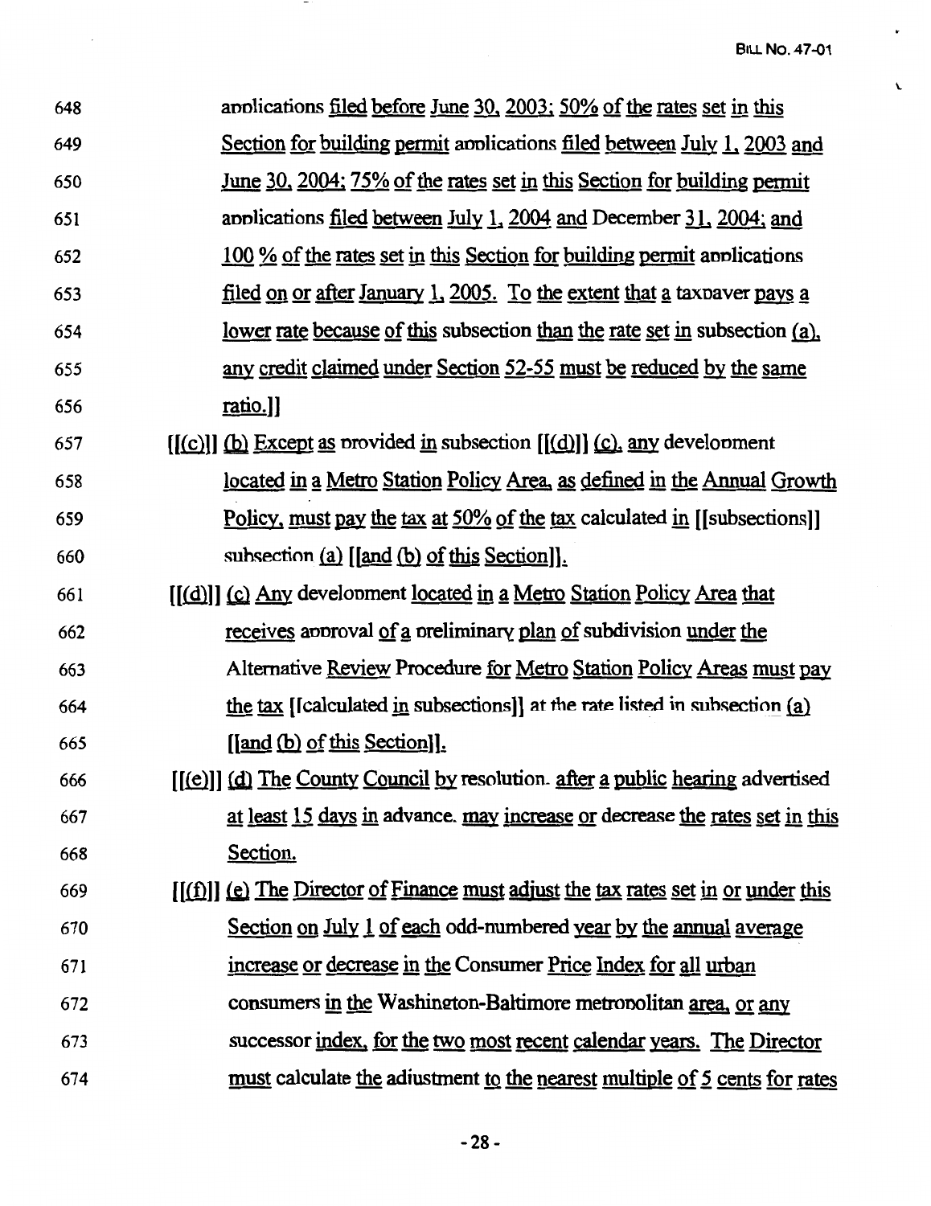648 applications filed before June 30, 2003; 50% of the rates set in this
649 Section for building permit applications filed between July 1, 2003 and
650 June 30, 2004; 75% of the rates set in this Section for building permit
651 applications filed between July 1, 2004 and December 31, 2004; and
652 100 % of the rates set in this Section for building permit applications
653 filed on or after January 1, 2005. To the extent that a taxpayer pays a
654 lower rate because of this subsection than the rate set in subsection (a),
655 any credit claimed under Section 52-55 must be reduced by the same
656 ratio.]]

657 [[(c)]] (b) Except as provided in subsection [[(d)]] (c), any development
658 located in a Metro Station Policy Area, as defined in the Annual Growth
659 Policy, must pay the tax at 50% of the tax calculated in [[subsections]]
660 subsection (a) [[and (b) of this Section]].

661 [[(d)]] (c) Any development located in a Metro Station Policy Area that
662 receives approval of a preliminary plan of subdivision under the
663 Alternative Review Procedure for Metro Station Policy Areas must pay
664 the tax [[calculated in subsections]] at the rate listed in subsection (a)
665 [[and (b) of this Section]].

666 [[(e)]] (d) The County Council by resolution, after a public hearing advertised
667 at least 15 days in advance, may increase or decrease the rates set in this
668 Section.

669 [[(f)]] (e) The Director of Finance must adjust the tax rates set in or under this
670 Section on July 1 of each odd-numbered year by the annual average
671 increase or decrease in the Consumer Price Index for all urban
672 consumers in the Washington-Baltimore metropolitan area, or any
673 successor index, for the two most recent calendar years. The Director
674 must calculate the adjustment to the nearest multiple of 5 cents for rates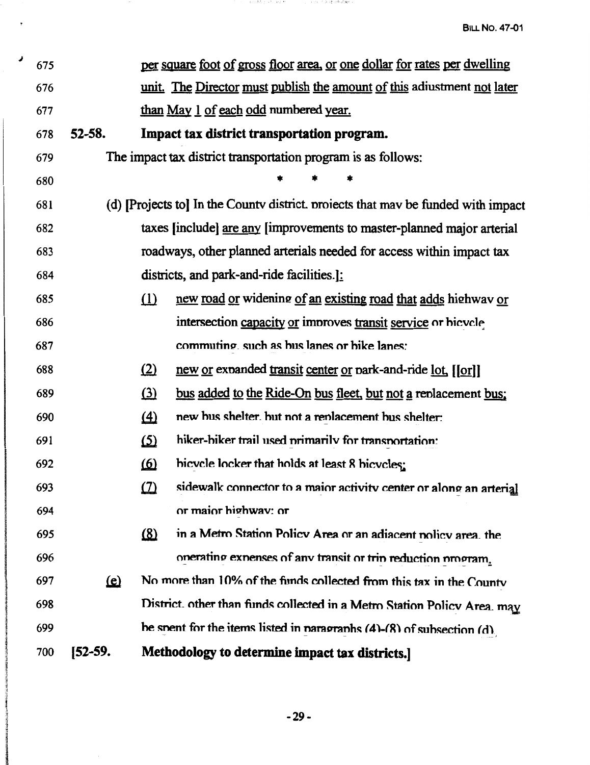675 per square foot of gross floor area, or one dollar for rates per dwelling
676 unit. The Director must publish the amount of this adjustment not later
677 than May 1 of each odd numbered year.

678 **52-58. Impact tax district transportation program.**

679 The impact tax district transportation program is as follows:

680 * * *

681 (d) [Projects to] In the County district, projects that may be funded with impact
682 taxes [include] are any [improvements to master-planned major arterial
683 roadways, other planned arterials needed for access within impact tax
684 districts, and park-and-ride facilities.]:

685 (1) new road or widening of an existing road that adds highway or
686 intersection capacity or improves transit service or bicycle
687 commuting, such as bus lanes or bike lanes;

688 (2) new or expanded transit center or park-and-ride lot, [[or]]

689 (3) bus added to the Ride-On bus fleet, but not a replacement bus;

690 (4) new bus shelter, but not a replacement bus shelter;

691 (5) hiker-biker trail used primarily for transportation;

692 (6) bicycle locker that holds at least 8 bicycles;

693 (7) sidewalk connector to a major activity center or along an arterial
694 or major highway; or

695 (8) in a Metro Station Policy Area or an adjacent policy area, the
696 operating expenses of any transit or trip reduction program.

697 (e) No more than 10% of the funds collected from this tax in the County
698 District, other than funds collected in a Metro Station Policy Area, may
699 be spent for the items listed in paragraphs (4)-(8) of subsection (d).

700 **[52-59. Methodology to determine impact tax districts.]**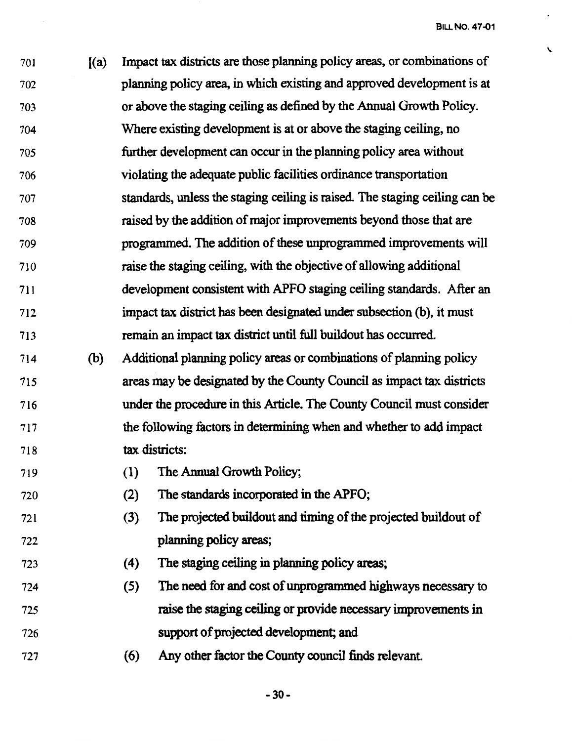701 [(a) Impact tax districts are those planning policy areas, or combinations of
702 planning policy area, in which existing and approved development is at
703 or above the staging ceiling as defined by the Annual Growth Policy.
704 Where existing development is at or above the staging ceiling, no
705 further development can occur in the planning policy area without
706 violating the adequate public facilities ordinance transportation
707 standards, unless the staging ceiling is raised. The staging ceiling can be
708 raised by the addition of major improvements beyond those that are
709 programmed. The addition of these unprogrammed improvements will
710 raise the staging ceiling, with the objective of allowing additional
711 development consistent with APFO staging ceiling standards. After an
712 impact tax district has been designated under subsection (b), it must
713 remain an impact tax district until full buildout has occurred.

714 (b) Additional planning policy areas or combinations of planning policy
715 areas may be designated by the County Council as impact tax districts
716 under the procedure in this Article. The County Council must consider
717 the following factors in determining when and whether to add impact
718 tax districts:

719 (1) The Annual Growth Policy;

720 (2) The standards incorporated in the APFO;

721 (3) The projected buildout and timing of the projected buildout of
722 planning policy areas;

723 (4) The staging ceiling in planning policy areas;

724 (5) The need for and cost of unprogrammed highways necessary to
725 raise the staging ceiling or provide necessary improvements in
726 support of projected development; and

727 (6) Any other factor the County council finds relevant.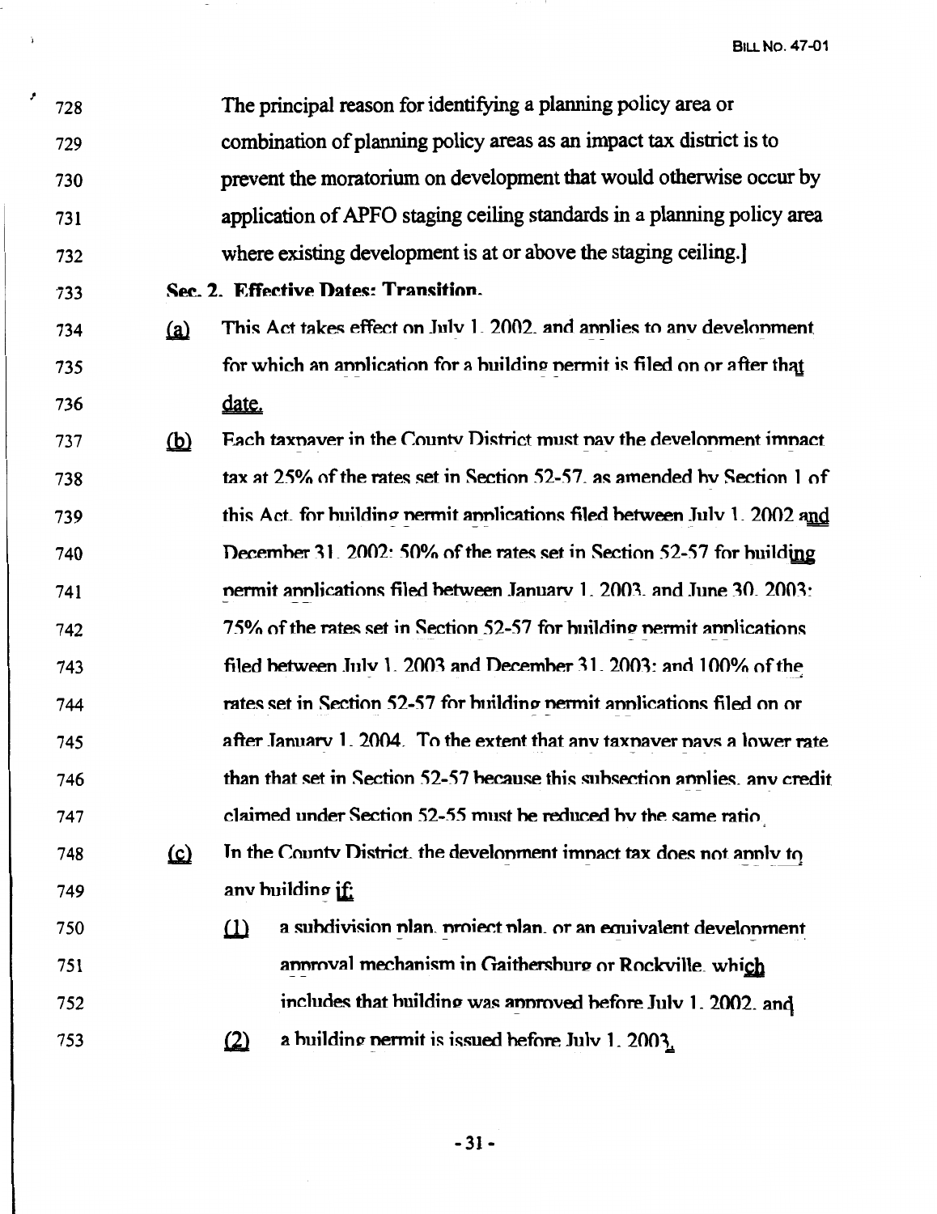728 The principal reason for identifying a planning policy area or
729 combination of planning policy areas as an impact tax district is to
730 prevent the moratorium on development that would otherwise occur by
731 application of APFO staging ceiling standards in a planning policy area
732 where existing development is at or above the staging ceiling.]

733 **Sec. 2. Effective Dates; Transition.**

734 (a) This Act takes effect on July 1, 2002, and applies to any development
735 for which an application for a building permit is filed on or after that
736 date.

737 (b) Each taxpayer in the County District must pay the development impact
738 tax at 25% of the rates set in Section 52-57, as amended by Section 1 of
739 this Act, for building permit applications filed between July 1, 2002 and
740 December 31, 2002; 50% of the rates set in Section 52-57 for building
741 permit applications filed between January 1, 2003, and June 30, 2003;
742 75% of the rates set in Section 52-57 for building permit applications
743 filed between July 1, 2003 and December 31, 2003; and 100% of the
744 rates set in Section 52-57 for building permit applications filed on or
745 after January 1, 2004. To the extent that any taxpayer pays a lower rate
746 than that set in Section 52-57 because this subsection applies, any credit
747 claimed under Section 52-55 must be reduced by the same ratio.

748 (c) In the County District, the development impact tax does not apply to
749 any building if:

750 (1) a subdivision plan, project plan, or an equivalent development
751 approval mechanism in Gaithersburg or Rockville, which
752 includes that building was approved before July 1, 2002, and

753 (2) a building permit is issued before July 1, 2003.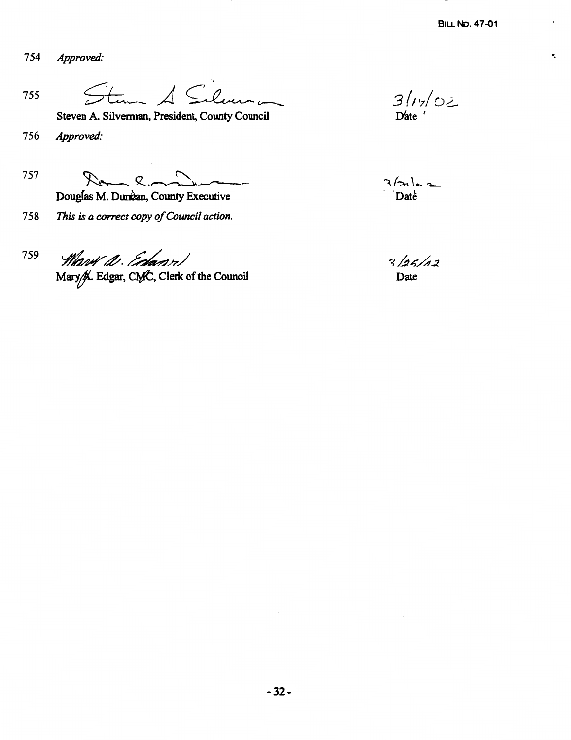754 *Approved:*

755 Steven A. Silverman, President, County Council — 3/14/02 Date

756 *Approved:*

757 Douglas M. Duncan, County Executive — 3/21/02 Date

758 *This is a correct copy of Council action.*

759 Mary A. Edgar, CMC, Clerk of the Council — 3/25/02 Date